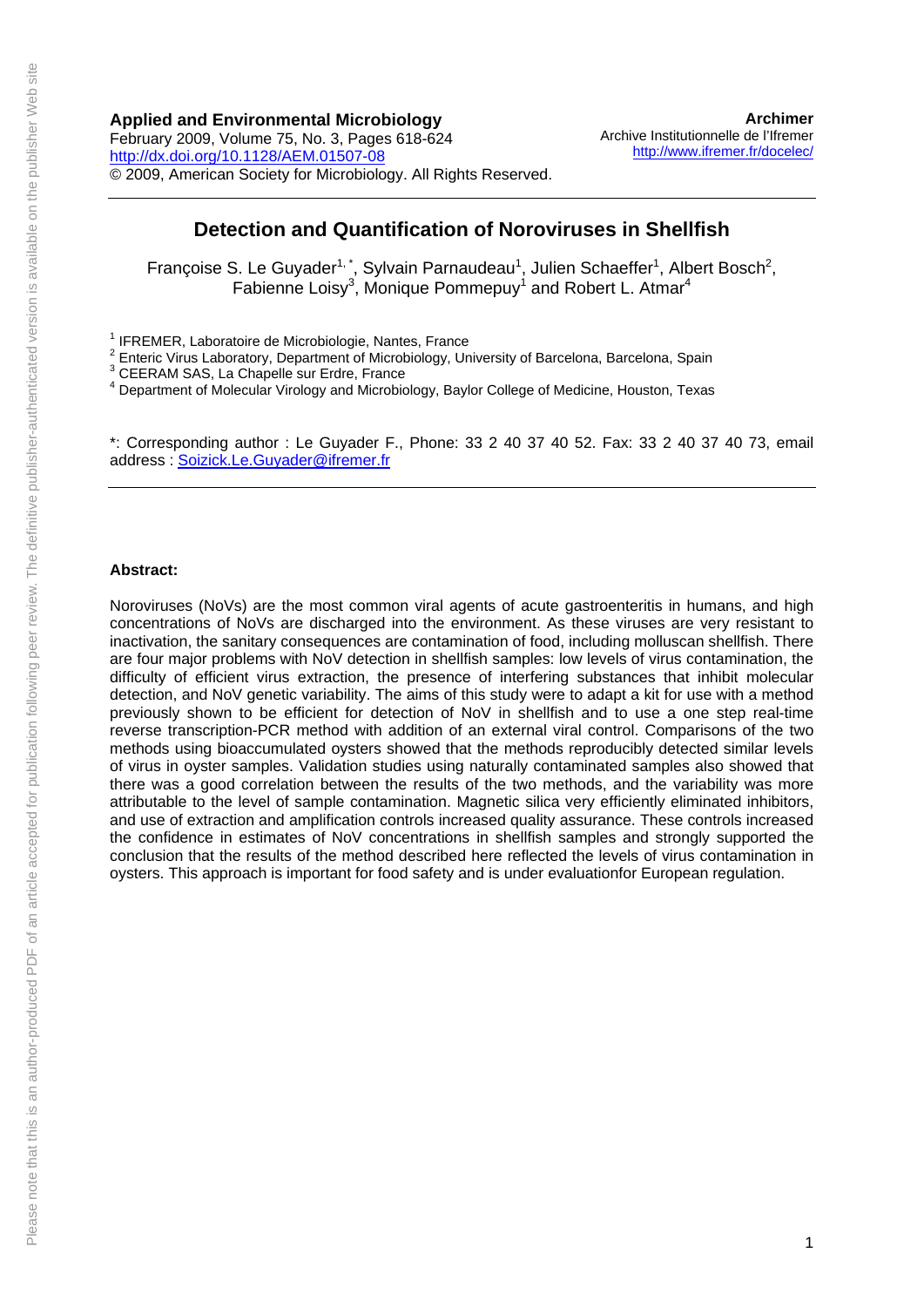**Applied and Environmental Microbiology**
February 2009, Volume 75, No. 3, Pages 618-624
http://dx.doi.org/10.1128/AEM.01507-08
© 2009, American Society for Microbiology. All Rights Reserved.

**Archimer**
Archive Institutionnelle de l'Ifremer
http://www.ifremer.fr/docelec/

# Detection and Quantification of Noroviruses in Shellfish

Françoise S. Le Guyader[1,*], Sylvain Parnaudeau[1], Julien Schaeffer[1], Albert Bosch[2], Fabienne Loisy[3], Monique Pommepuy[1] and Robert L. Atmar[4]

[1] IFREMER, Laboratoire de Microbiologie, Nantes, France
[2] Enteric Virus Laboratory, Department of Microbiology, University of Barcelona, Barcelona, Spain
[3] CEERAM SAS, La Chapelle sur Erdre, France
[4] Department of Molecular Virology and Microbiology, Baylor College of Medicine, Houston, Texas

*: Corresponding author : Le Guyader F., Phone: 33 2 40 37 40 52. Fax: 33 2 40 37 40 73, email address : Soizick.Le.Guyader@ifremer.fr

**Abstract:**

Noroviruses (NoVs) are the most common viral agents of acute gastroenteritis in humans, and high concentrations of NoVs are discharged into the environment. As these viruses are very resistant to inactivation, the sanitary consequences are contamination of food, including molluscan shellfish. There are four major problems with NoV detection in shellfish samples: low levels of virus contamination, the difficulty of efficient virus extraction, the presence of interfering substances that inhibit molecular detection, and NoV genetic variability. The aims of this study were to adapt a kit for use with a method previously shown to be efficient for detection of NoV in shellfish and to use a one step real-time reverse transcription-PCR method with addition of an external viral control. Comparisons of the two methods using bioaccumulated oysters showed that the methods reproducibly detected similar levels of virus in oyster samples. Validation studies using naturally contaminated samples also showed that there was a good correlation between the results of the two methods, and the variability was more attributable to the level of sample contamination. Magnetic silica very efficiently eliminated inhibitors, and use of extraction and amplification controls increased quality assurance. These controls increased the confidence in estimates of NoV concentrations in shellfish samples and strongly supported the conclusion that the results of the method described here reflected the levels of virus contamination in oysters. This approach is important for food safety and is under evaluationfor European regulation.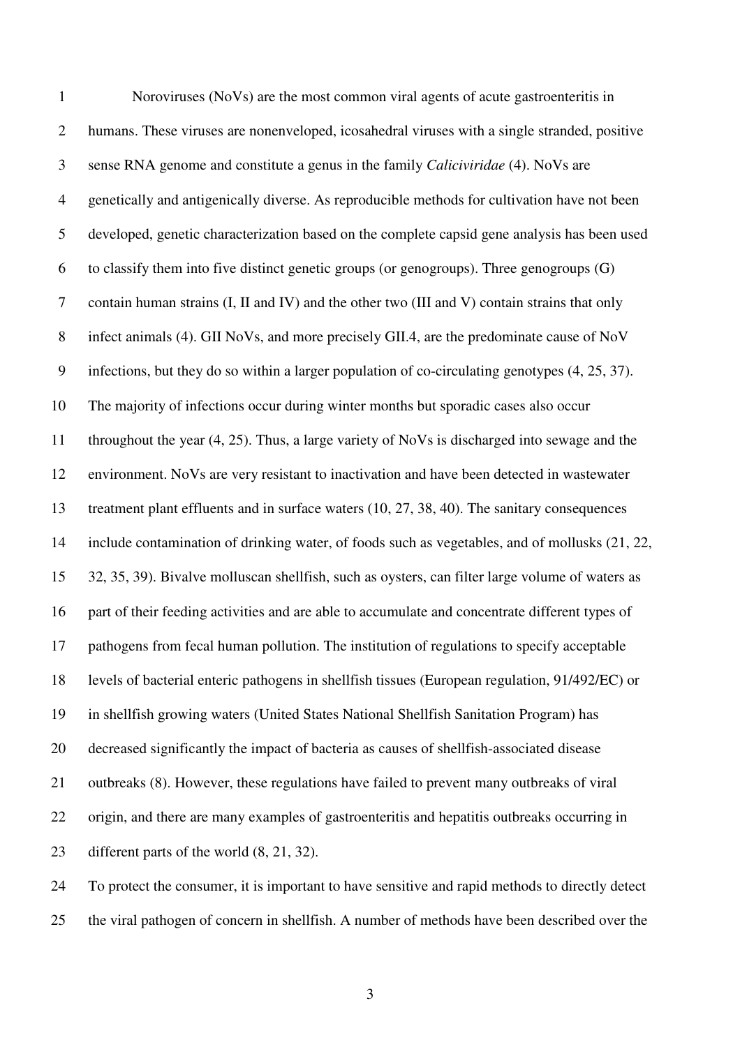Noroviruses (NoVs) are the most common viral agents of acute gastroenteritis in humans. These viruses are nonenveloped, icosahedral viruses with a single stranded, positive sense RNA genome and constitute a genus in the family *Caliciviridae* (4). NoVs are genetically and antigenically diverse. As reproducible methods for cultivation have not been developed, genetic characterization based on the complete capsid gene analysis has been used to classify them into five distinct genetic groups (or genogroups). Three genogroups (G) contain human strains (I, II and IV) and the other two (III and V) contain strains that only infect animals (4). GII NoVs, and more precisely GII.4, are the predominate cause of NoV infections, but they do so within a larger population of co-circulating genotypes (4, 25, 37). The majority of infections occur during winter months but sporadic cases also occur throughout the year (4, 25). Thus, a large variety of NoVs is discharged into sewage and the environment. NoVs are very resistant to inactivation and have been detected in wastewater treatment plant effluents and in surface waters (10, 27, 38, 40). The sanitary consequences include contamination of drinking water, of foods such as vegetables, and of mollusks (21, 22, 32, 35, 39). Bivalve molluscan shellfish, such as oysters, can filter large volume of waters as part of their feeding activities and are able to accumulate and concentrate different types of pathogens from fecal human pollution. The institution of regulations to specify acceptable levels of bacterial enteric pathogens in shellfish tissues (European regulation, 91/492/EC) or in shellfish growing waters (United States National Shellfish Sanitation Program) has decreased significantly the impact of bacteria as causes of shellfish-associated disease outbreaks (8). However, these regulations have failed to prevent many outbreaks of viral origin, and there are many examples of gastroenteritis and hepatitis outbreaks occurring in different parts of the world (8, 21, 32).

To protect the consumer, it is important to have sensitive and rapid methods to directly detect the viral pathogen of concern in shellfish. A number of methods have been described over the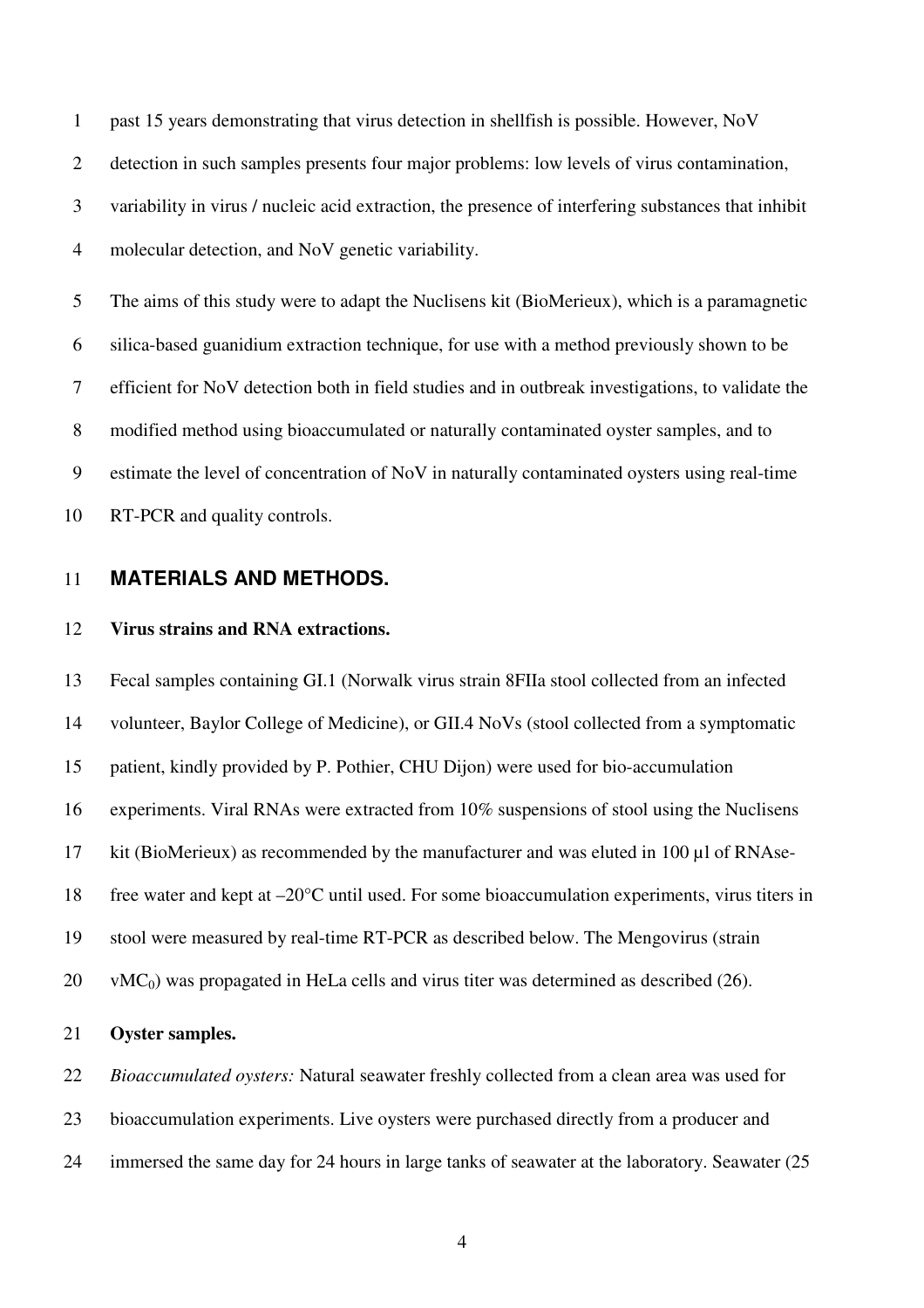past 15 years demonstrating that virus detection in shellfish is possible. However, NoV detection in such samples presents four major problems: low levels of virus contamination, variability in virus / nucleic acid extraction, the presence of interfering substances that inhibit molecular detection, and NoV genetic variability.

The aims of this study were to adapt the Nuclisens kit (BioMerieux), which is a paramagnetic silica-based guanidium extraction technique, for use with a method previously shown to be efficient for NoV detection both in field studies and in outbreak investigations, to validate the modified method using bioaccumulated or naturally contaminated oyster samples, and to estimate the level of concentration of NoV in naturally contaminated oysters using real-time RT-PCR and quality controls.

## MATERIALS AND METHODS.

### Virus strains and RNA extractions.

Fecal samples containing GI.1 (Norwalk virus strain 8FIIa stool collected from an infected volunteer, Baylor College of Medicine), or GII.4 NoVs (stool collected from a symptomatic patient, kindly provided by P. Pothier, CHU Dijon) were used for bio-accumulation experiments. Viral RNAs were extracted from 10% suspensions of stool using the Nuclisens kit (BioMerieux) as recommended by the manufacturer and was eluted in 100 µl of RNAse-free water and kept at –20°C until used. For some bioaccumulation experiments, virus titers in stool were measured by real-time RT-PCR as described below. The Mengovirus (strain $vMC_0$) was propagated in HeLa cells and virus titer was determined as described (26).

### Oyster samples.

*Bioaccumulated oysters:* Natural seawater freshly collected from a clean area was used for bioaccumulation experiments. Live oysters were purchased directly from a producer and immersed the same day for 24 hours in large tanks of seawater at the laboratory. Seawater (25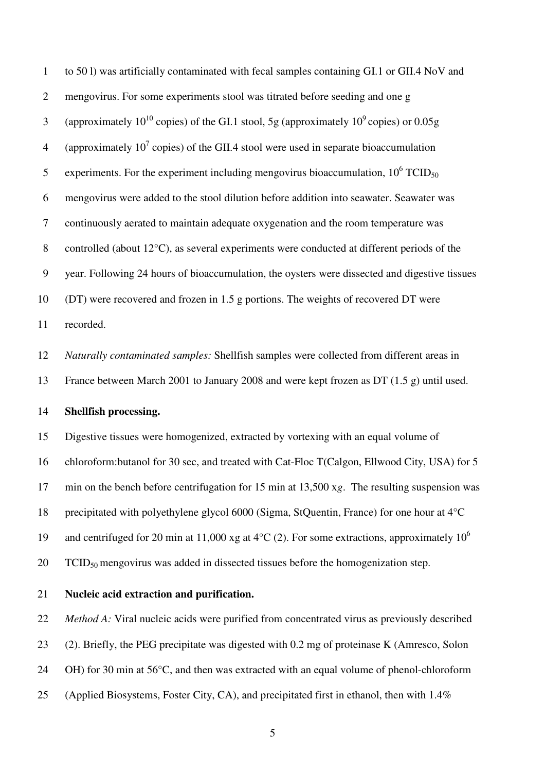to 50 l) was artificially contaminated with fecal samples containing GI.1 or GII.4 NoV and mengovirus. For some experiments stool was titrated before seeding and one g (approximately $10^{10}$ copies) of the GI.1 stool, 5g (approximately $10^{9}$ copies) or 0.05g (approximately $10^{7}$ copies) of the GII.4 stool were used in separate bioaccumulation experiments. For the experiment including mengovirus bioaccumulation, $10^{6}$ $TCID_{50}$ mengovirus were added to the stool dilution before addition into seawater. Seawater was continuously aerated to maintain adequate oxygenation and the room temperature was controlled (about 12°C), as several experiments were conducted at different periods of the year. Following 24 hours of bioaccumulation, the oysters were dissected and digestive tissues (DT) were recovered and frozen in 1.5 g portions. The weights of recovered DT were recorded.

*Naturally contaminated samples:* Shellfish samples were collected from different areas in France between March 2001 to January 2008 and were kept frozen as DT (1.5 g) until used.

**Shellfish processing.**

Digestive tissues were homogenized, extracted by vortexing with an equal volume of chloroform:butanol for 30 sec, and treated with Cat-Floc T(Calgon, Ellwood City, USA) for 5 min on the bench before centrifugation for 15 min at 13,500 x*g*. The resulting suspension was precipitated with polyethylene glycol 6000 (Sigma, StQuentin, France) for one hour at 4°C and centrifuged for 20 min at 11,000 xg at 4°C (2). For some extractions, approximately $10^{6}$ $TCID_{50}$ mengovirus was added in dissected tissues before the homogenization step.

**Nucleic acid extraction and purification.**

*Method A:* Viral nucleic acids were purified from concentrated virus as previously described (2). Briefly, the PEG precipitate was digested with 0.2 mg of proteinase K (Amresco, Solon OH) for 30 min at 56°C, and then was extracted with an equal volume of phenol-chloroform (Applied Biosystems, Foster City, CA), and precipitated first in ethanol, then with 1.4%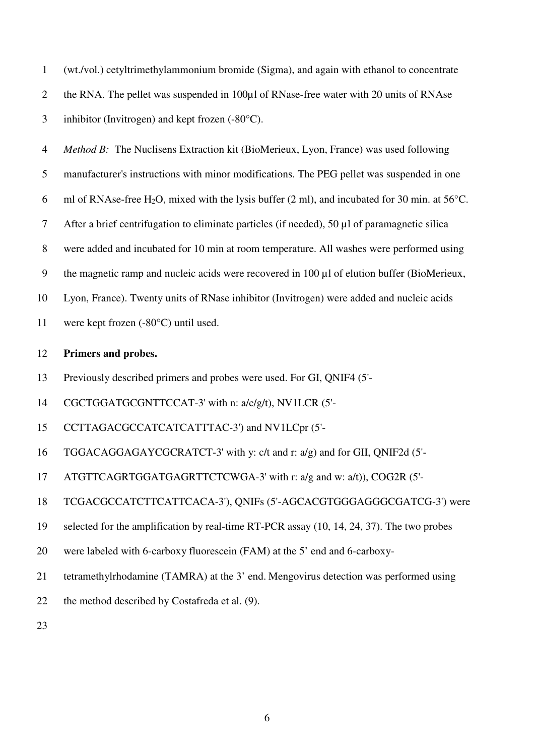(wt./vol.) cetyltrimethylammonium bromide (Sigma), and again with ethanol to concentrate the RNA. The pellet was suspended in 100µl of RNase-free water with 20 units of RNAse inhibitor (Invitrogen) and kept frozen (-80°C).

*Method B:* The Nuclisens Extraction kit (BioMerieux, Lyon, France) was used following manufacturer's instructions with minor modifications. The PEG pellet was suspended in one ml of RNAse-free $H_2O$, mixed with the lysis buffer (2 ml), and incubated for 30 min. at 56°C. After a brief centrifugation to eliminate particles (if needed), 50 µl of paramagnetic silica were added and incubated for 10 min at room temperature. All washes were performed using the magnetic ramp and nucleic acids were recovered in 100 µl of elution buffer (BioMerieux, Lyon, France). Twenty units of RNase inhibitor (Invitrogen) were added and nucleic acids were kept frozen (-80°C) until used.

**Primers and probes.**

Previously described primers and probes were used. For GI, QNIF4 (5'-CGCTGGATGCGNTTCCAT-3' with n: a/c/g/t), NV1LCR (5'-CCTTAGACGCCATCATCATTTAC-3') and NV1LCpr (5'-TGGACAGGAGAYCGCRATCT-3' with y: c/t and r: a/g) and for GII, QNIF2d (5'-ATGTTCAGRTGGATGAGRTTCTCWGA-3' with r: a/g and w: a/t)), COG2R (5'-TCGACGCCATCTTCATTCACA-3'), QNIFs (5'-AGCACGTGGGAGGGCGATCG-3') were selected for the amplification by real-time RT-PCR assay (10, 14, 24, 37). The two probes were labeled with 6-carboxy fluorescein (FAM) at the 5' end and 6-carboxy-tetramethylrhodamine (TAMRA) at the 3' end. Mengovirus detection was performed using the method described by Costafreda et al. (9).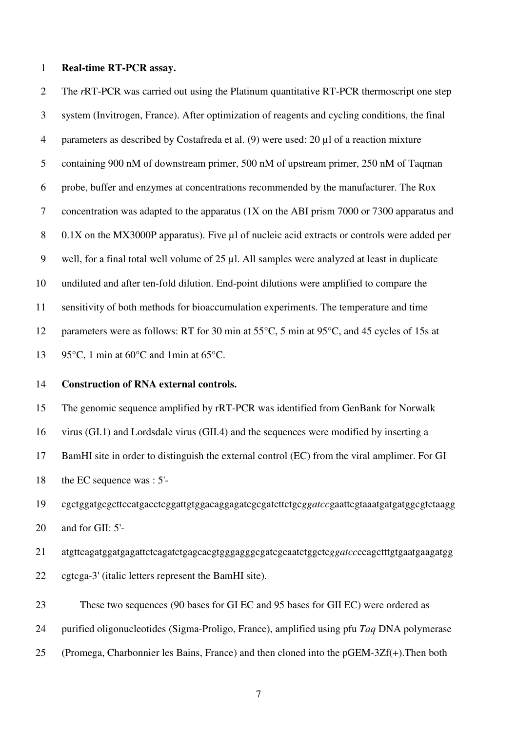**Real-time RT-PCR assay.**

The *r*RT-PCR was carried out using the Platinum quantitative RT-PCR thermoscript one step system (Invitrogen, France). After optimization of reagents and cycling conditions, the final parameters as described by Costafreda et al. (9) were used: 20 µl of a reaction mixture containing 900 nM of downstream primer, 500 nM of upstream primer, 250 nM of Taqman probe, buffer and enzymes at concentrations recommended by the manufacturer. The Rox concentration was adapted to the apparatus (1X on the ABI prism 7000 or 7300 apparatus and 0.1X on the MX3000P apparatus). Five µl of nucleic acid extracts or controls were added per well, for a final total well volume of 25 µl. All samples were analyzed at least in duplicate undiluted and after ten-fold dilution. End-point dilutions were amplified to compare the sensitivity of both methods for bioaccumulation experiments. The temperature and time parameters were as follows: RT for 30 min at 55°C, 5 min at 95°C, and 45 cycles of 15s at 95°C, 1 min at 60°C and 1min at 65°C.

**Construction of RNA external controls.**

The genomic sequence amplified by rRT-PCR was identified from GenBank for Norwalk virus (GI.1) and Lordsdale virus (GII.4) and the sequences were modified by inserting a BamHI site in order to distinguish the external control (EC) from the viral amplimer. For GI the EC sequence was : 5'-cgctggatgcgcttccatgacctcggattgtggacaggagatcgcgatcttctgc*ggatcc*gaattcgtaaatgatgatggcgtctaagg and for GII: 5'-atgttcagatggatgagattctcagatctgagcacgtgggagggcgatcgcaatctggctc*ggatcc*ccagctttgtgaatgaagatggcgtcga-3' (italic letters represent the BamHI site).

These two sequences (90 bases for GI EC and 95 bases for GII EC) were ordered as purified oligonucleotides (Sigma-Proligo, France), amplified using pfu *Taq* DNA polymerase (Promega, Charbonnier les Bains, France) and then cloned into the pGEM-3Zf(+).Then both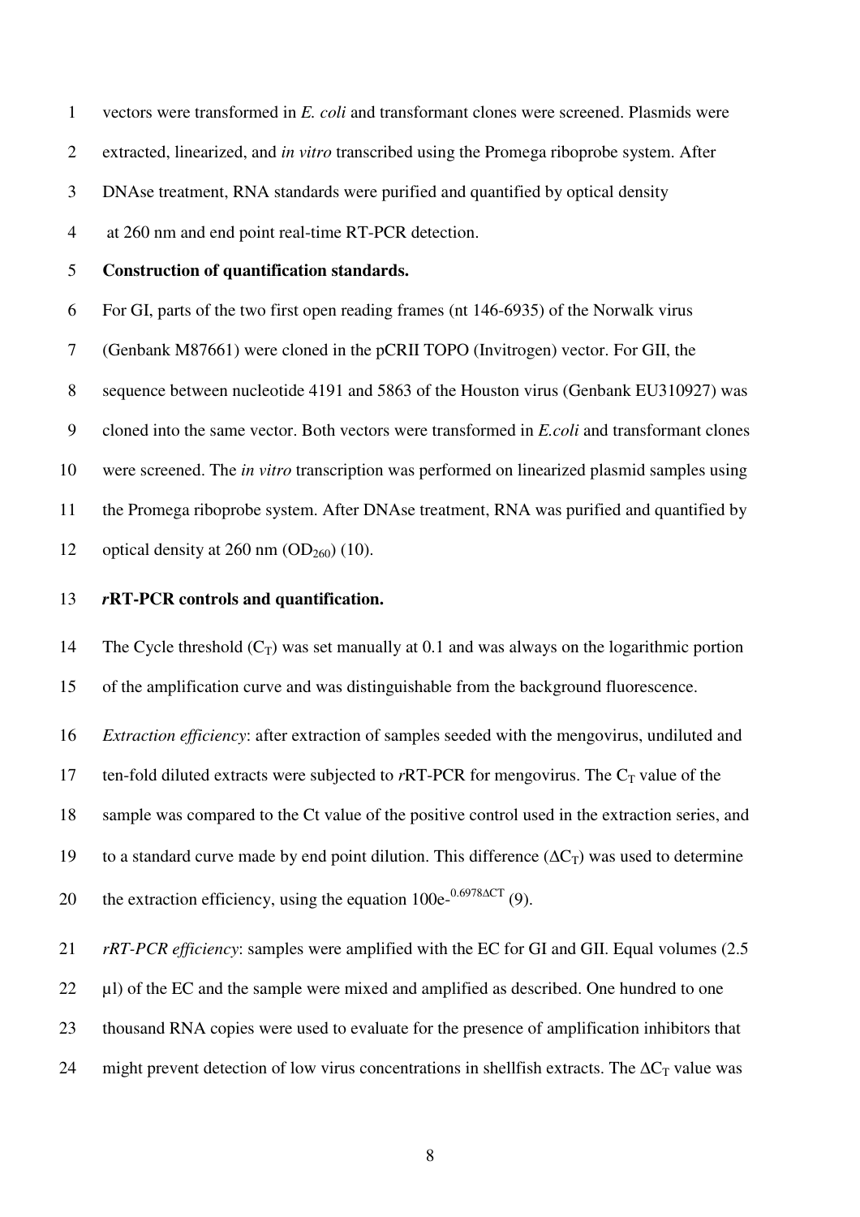vectors were transformed in *E. coli* and transformant clones were screened. Plasmids were extracted, linearized, and *in vitro* transcribed using the Promega riboprobe system. After DNAse treatment, RNA standards were purified and quantified by optical density at 260 nm and end point real-time RT-PCR detection.

**Construction of quantification standards.**

For GI, parts of the two first open reading frames (nt 146-6935) of the Norwalk virus (Genbank M87661) were cloned in the pCRII TOPO (Invitrogen) vector. For GII, the sequence between nucleotide 4191 and 5863 of the Houston virus (Genbank EU310927) was cloned into the same vector. Both vectors were transformed in *E.coli* and transformant clones were screened. The *in vitro* transcription was performed on linearized plasmid samples using the Promega riboprobe system. After DNAse treatment, RNA was purified and quantified by optical density at 260 nm ($OD_{260}$) (10).

***r*RT-PCR controls and quantification.**

The Cycle threshold ($C_T$) was set manually at 0.1 and was always on the logarithmic portion of the amplification curve and was distinguishable from the background fluorescence.

*Extraction efficiency*: after extraction of samples seeded with the mengovirus, undiluted and ten-fold diluted extracts were subjected to *r*RT-PCR for mengovirus. The $C_T$ value of the sample was compared to the Ct value of the positive control used in the extraction series, and to a standard curve made by end point dilution. This difference ($\Delta C_T$) was used to determine the extraction efficiency, using the equation $100e^{-0.6978\Delta CT}$ (9).

*rRT-PCR efficiency*: samples were amplified with the EC for GI and GII. Equal volumes (2.5 µl) of the EC and the sample were mixed and amplified as described. One hundred to one thousand RNA copies were used to evaluate for the presence of amplification inhibitors that might prevent detection of low virus concentrations in shellfish extracts. The $\Delta C_T$ value was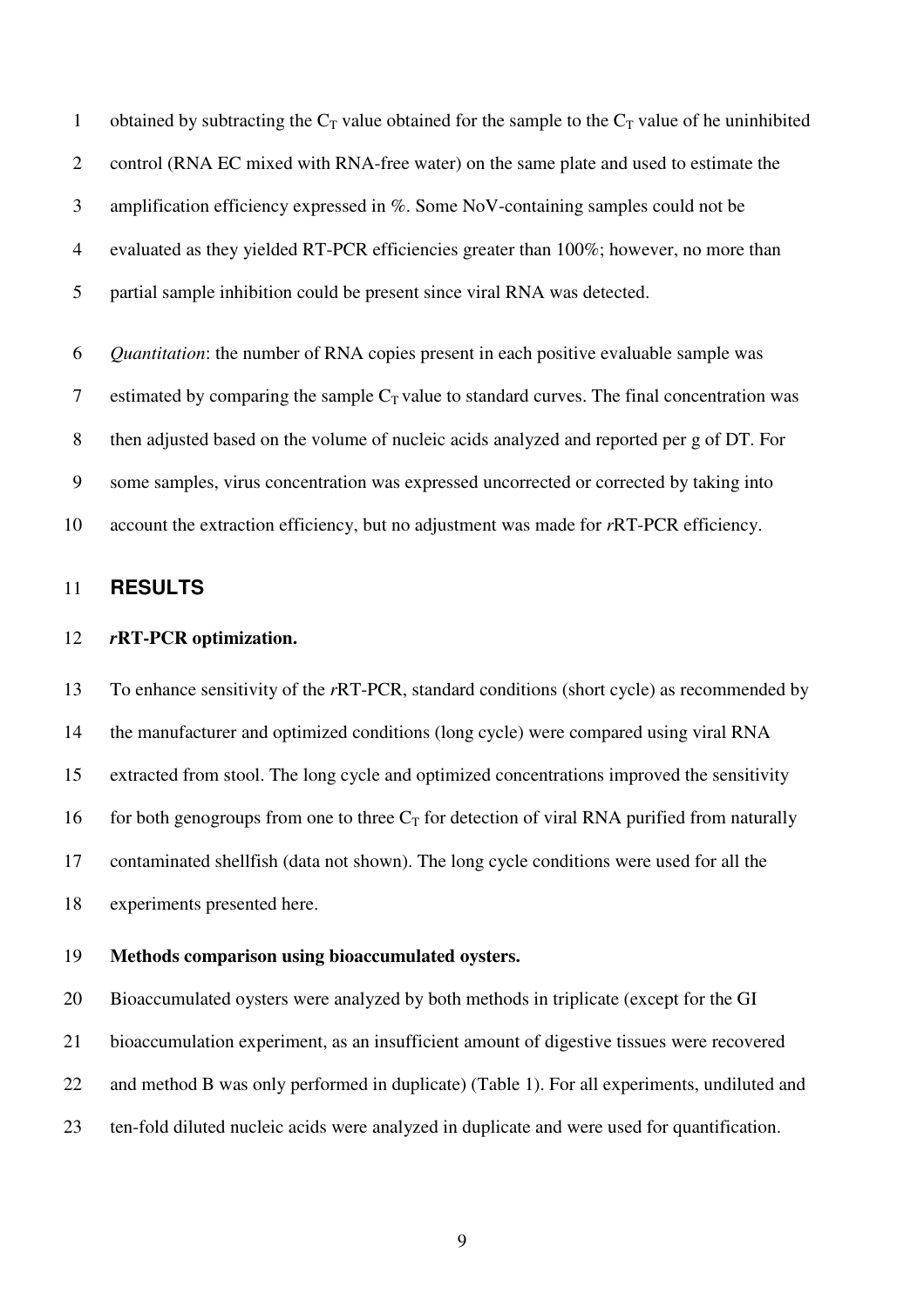obtained by subtracting the $C_T$ value obtained for the sample to the $C_T$ value of he uninhibited control (RNA EC mixed with RNA-free water) on the same plate and used to estimate the amplification efficiency expressed in %. Some NoV-containing samples could not be evaluated as they yielded RT-PCR efficiencies greater than 100%; however, no more than partial sample inhibition could be present since viral RNA was detected.

*Quantitation*: the number of RNA copies present in each positive evaluable sample was estimated by comparing the sample $C_T$ value to standard curves. The final concentration was then adjusted based on the volume of nucleic acids analyzed and reported per g of DT. For some samples, virus concentration was expressed uncorrected or corrected by taking into account the extraction efficiency, but no adjustment was made for *r*RT-PCR efficiency.

## RESULTS

### *r*RT-PCR optimization.

To enhance sensitivity of the *r*RT-PCR, standard conditions (short cycle) as recommended by the manufacturer and optimized conditions (long cycle) were compared using viral RNA extracted from stool. The long cycle and optimized concentrations improved the sensitivity for both genogroups from one to three $C_T$ for detection of viral RNA purified from naturally contaminated shellfish (data not shown). The long cycle conditions were used for all the experiments presented here.

### Methods comparison using bioaccumulated oysters.

Bioaccumulated oysters were analyzed by both methods in triplicate (except for the GI bioaccumulation experiment, as an insufficient amount of digestive tissues were recovered and method B was only performed in duplicate) (Table 1). For all experiments, undiluted and ten-fold diluted nucleic acids were analyzed in duplicate and were used for quantification.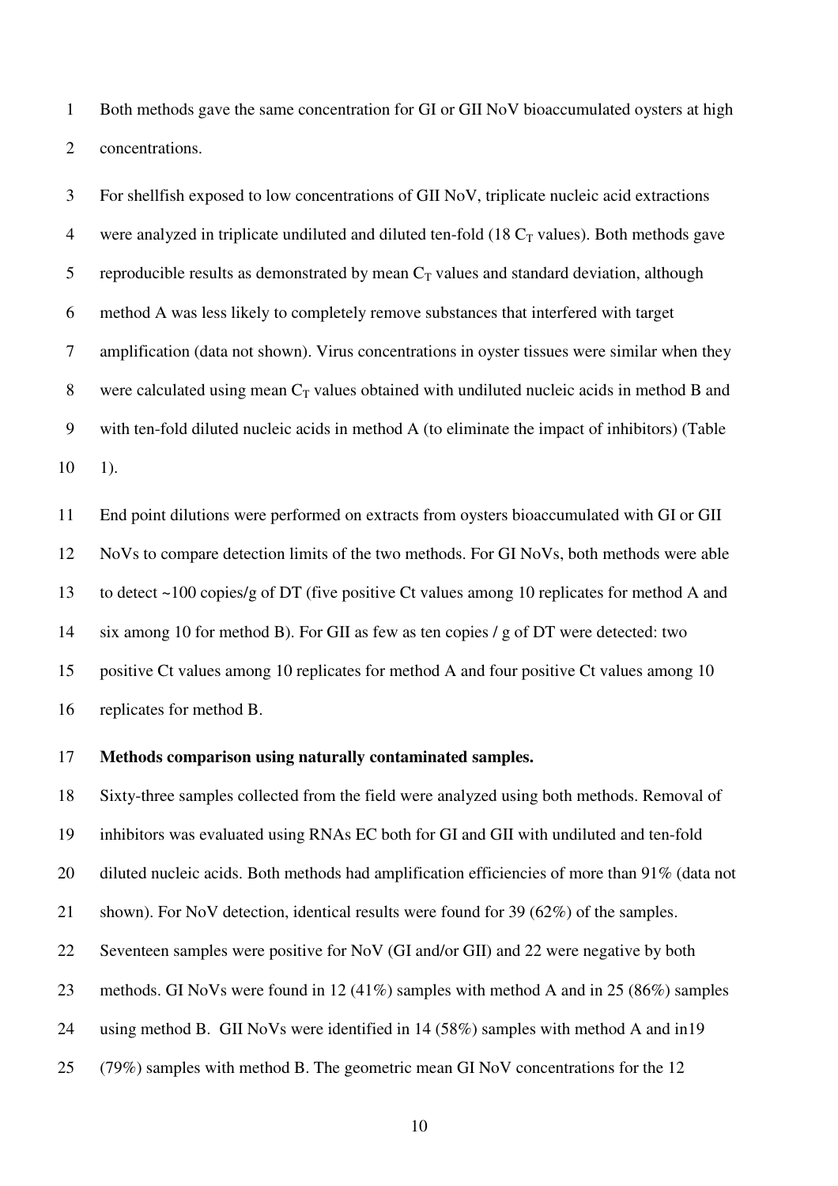Both methods gave the same concentration for GI or GII NoV bioaccumulated oysters at high concentrations.

For shellfish exposed to low concentrations of GII NoV, triplicate nucleic acid extractions were analyzed in triplicate undiluted and diluted ten-fold (18 $C_T$ values). Both methods gave reproducible results as demonstrated by mean $C_T$ values and standard deviation, although method A was less likely to completely remove substances that interfered with target amplification (data not shown). Virus concentrations in oyster tissues were similar when they were calculated using mean $C_T$ values obtained with undiluted nucleic acids in method B and with ten-fold diluted nucleic acids in method A (to eliminate the impact of inhibitors) (Table 1).

End point dilutions were performed on extracts from oysters bioaccumulated with GI or GII NoVs to compare detection limits of the two methods. For GI NoVs, both methods were able to detect ~100 copies/g of DT (five positive Ct values among 10 replicates for method A and six among 10 for method B). For GII as few as ten copies / g of DT were detected: two positive Ct values among 10 replicates for method A and four positive Ct values among 10 replicates for method B.

**Methods comparison using naturally contaminated samples.**

Sixty-three samples collected from the field were analyzed using both methods. Removal of inhibitors was evaluated using RNAs EC both for GI and GII with undiluted and ten-fold diluted nucleic acids. Both methods had amplification efficiencies of more than 91% (data not shown). For NoV detection, identical results were found for 39 (62%) of the samples. Seventeen samples were positive for NoV (GI and/or GII) and 22 were negative by both methods. GI NoVs were found in 12 (41%) samples with method A and in 25 (86%) samples using method B. GII NoVs were identified in 14 (58%) samples with method A and in19 (79%) samples with method B. The geometric mean GI NoV concentrations for the 12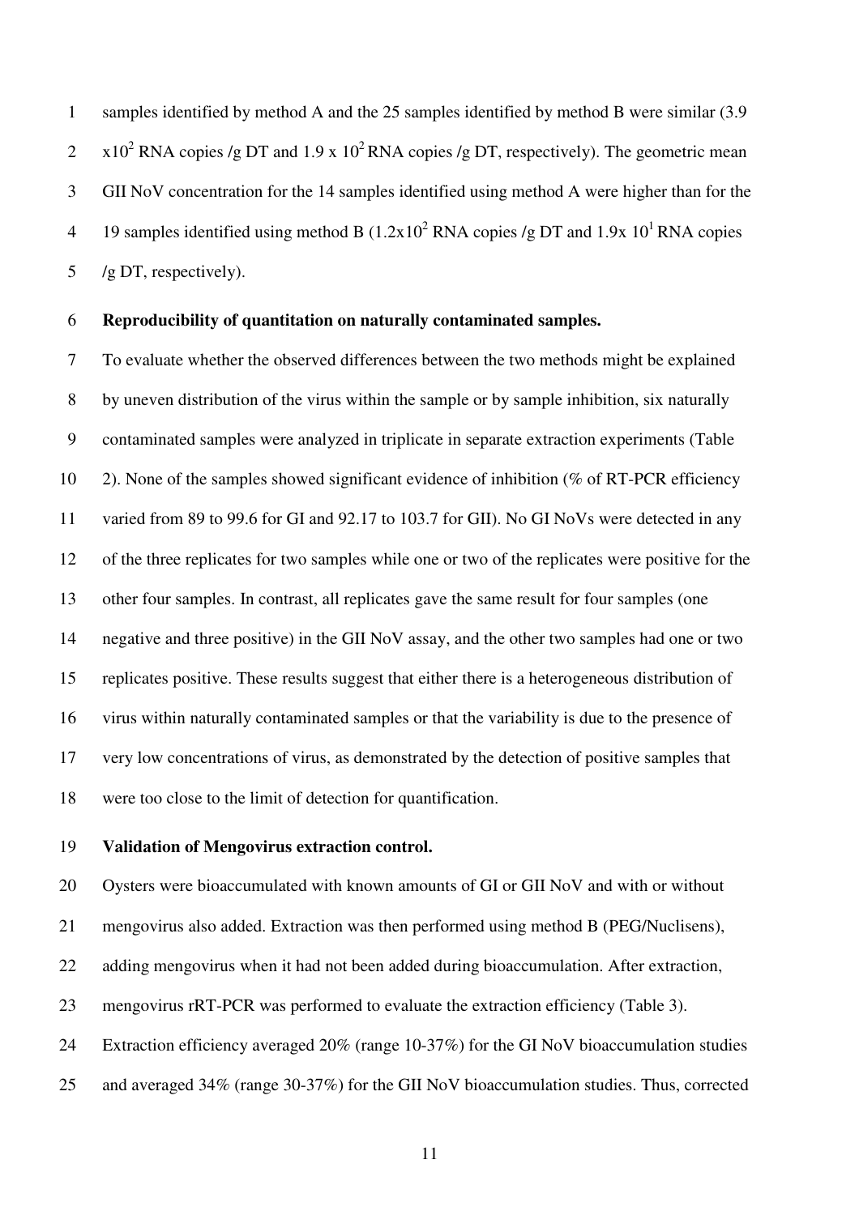samples identified by method A and the 25 samples identified by method B were similar (3.9 $x10^2$ RNA copies /g DT and 1.9 x $10^2$ RNA copies /g DT, respectively). The geometric mean GII NoV concentration for the 14 samples identified using method A were higher than for the 19 samples identified using method B (1.2x$10^2$ RNA copies /g DT and 1.9x $10^1$ RNA copies /g DT, respectively).

**Reproducibility of quantitation on naturally contaminated samples.**

To evaluate whether the observed differences between the two methods might be explained by uneven distribution of the virus within the sample or by sample inhibition, six naturally contaminated samples were analyzed in triplicate in separate extraction experiments (Table 2). None of the samples showed significant evidence of inhibition (% of RT-PCR efficiency varied from 89 to 99.6 for GI and 92.17 to 103.7 for GII). No GI NoVs were detected in any of the three replicates for two samples while one or two of the replicates were positive for the other four samples. In contrast, all replicates gave the same result for four samples (one negative and three positive) in the GII NoV assay, and the other two samples had one or two replicates positive. These results suggest that either there is a heterogeneous distribution of virus within naturally contaminated samples or that the variability is due to the presence of very low concentrations of virus, as demonstrated by the detection of positive samples that were too close to the limit of detection for quantification.

**Validation of Mengovirus extraction control.**

Oysters were bioaccumulated with known amounts of GI or GII NoV and with or without mengovirus also added. Extraction was then performed using method B (PEG/Nuclisens), adding mengovirus when it had not been added during bioaccumulation. After extraction, mengovirus rRT-PCR was performed to evaluate the extraction efficiency (Table 3). Extraction efficiency averaged 20% (range 10-37%) for the GI NoV bioaccumulation studies and averaged 34% (range 30-37%) for the GII NoV bioaccumulation studies. Thus, corrected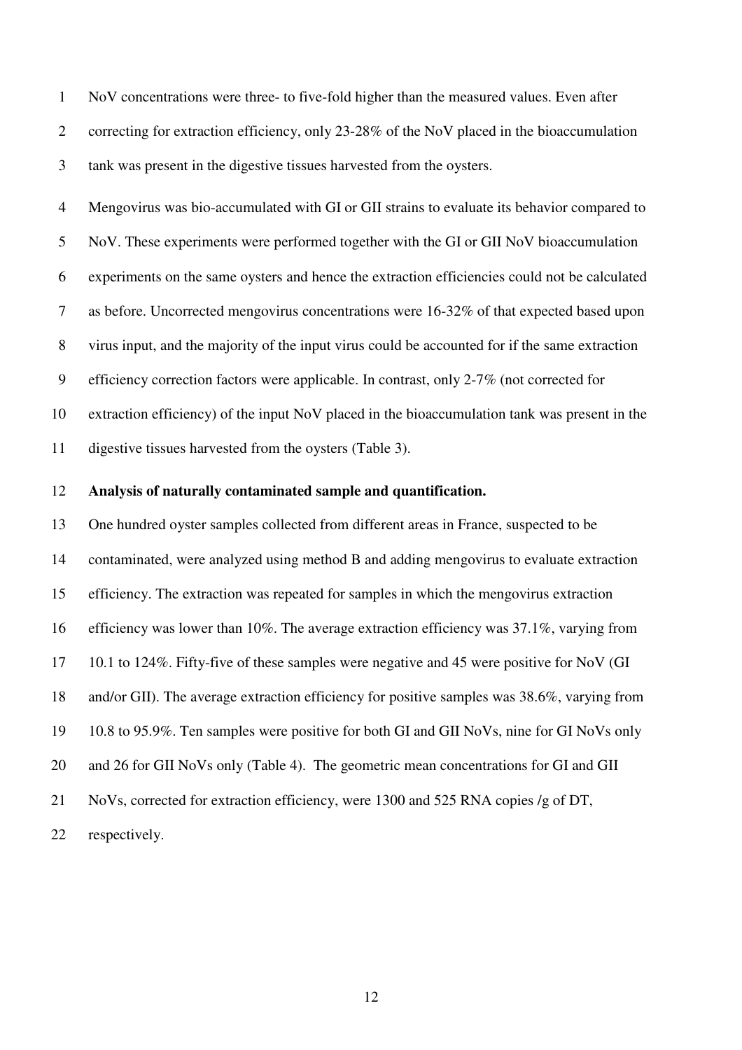NoV concentrations were three- to five-fold higher than the measured values. Even after correcting for extraction efficiency, only 23-28% of the NoV placed in the bioaccumulation tank was present in the digestive tissues harvested from the oysters.

Mengovirus was bio-accumulated with GI or GII strains to evaluate its behavior compared to NoV. These experiments were performed together with the GI or GII NoV bioaccumulation experiments on the same oysters and hence the extraction efficiencies could not be calculated as before. Uncorrected mengovirus concentrations were 16-32% of that expected based upon virus input, and the majority of the input virus could be accounted for if the same extraction efficiency correction factors were applicable. In contrast, only 2-7% (not corrected for extraction efficiency) of the input NoV placed in the bioaccumulation tank was present in the digestive tissues harvested from the oysters (Table 3).

**Analysis of naturally contaminated sample and quantification.**

One hundred oyster samples collected from different areas in France, suspected to be contaminated, were analyzed using method B and adding mengovirus to evaluate extraction efficiency. The extraction was repeated for samples in which the mengovirus extraction efficiency was lower than 10%. The average extraction efficiency was 37.1%, varying from 10.1 to 124%. Fifty-five of these samples were negative and 45 were positive for NoV (GI and/or GII). The average extraction efficiency for positive samples was 38.6%, varying from 10.8 to 95.9%. Ten samples were positive for both GI and GII NoVs, nine for GI NoVs only and 26 for GII NoVs only (Table 4). The geometric mean concentrations for GI and GII NoVs, corrected for extraction efficiency, were 1300 and 525 RNA copies /g of DT, respectively.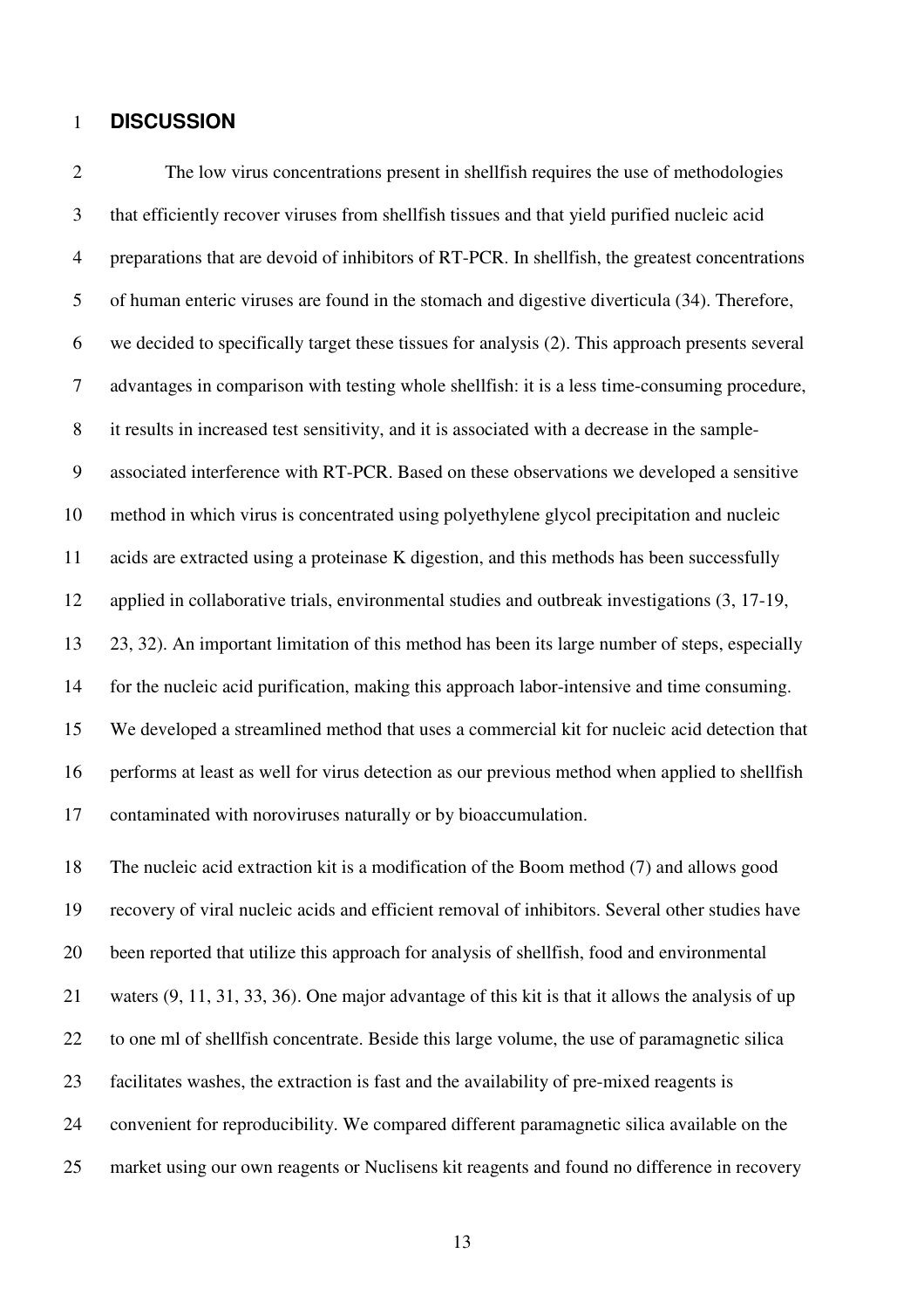# DISCUSSION

The low virus concentrations present in shellfish requires the use of methodologies that efficiently recover viruses from shellfish tissues and that yield purified nucleic acid preparations that are devoid of inhibitors of RT-PCR. In shellfish, the greatest concentrations of human enteric viruses are found in the stomach and digestive diverticula (34). Therefore, we decided to specifically target these tissues for analysis (2). This approach presents several advantages in comparison with testing whole shellfish: it is a less time-consuming procedure, it results in increased test sensitivity, and it is associated with a decrease in the sample-associated interference with RT-PCR. Based on these observations we developed a sensitive method in which virus is concentrated using polyethylene glycol precipitation and nucleic acids are extracted using a proteinase K digestion, and this methods has been successfully applied in collaborative trials, environmental studies and outbreak investigations (3, 17-19, 23, 32). An important limitation of this method has been its large number of steps, especially for the nucleic acid purification, making this approach labor-intensive and time consuming. We developed a streamlined method that uses a commercial kit for nucleic acid detection that performs at least as well for virus detection as our previous method when applied to shellfish contaminated with noroviruses naturally or by bioaccumulation.

The nucleic acid extraction kit is a modification of the Boom method (7) and allows good recovery of viral nucleic acids and efficient removal of inhibitors. Several other studies have been reported that utilize this approach for analysis of shellfish, food and environmental waters (9, 11, 31, 33, 36). One major advantage of this kit is that it allows the analysis of up to one ml of shellfish concentrate. Beside this large volume, the use of paramagnetic silica facilitates washes, the extraction is fast and the availability of pre-mixed reagents is convenient for reproducibility. We compared different paramagnetic silica available on the market using our own reagents or Nuclisens kit reagents and found no difference in recovery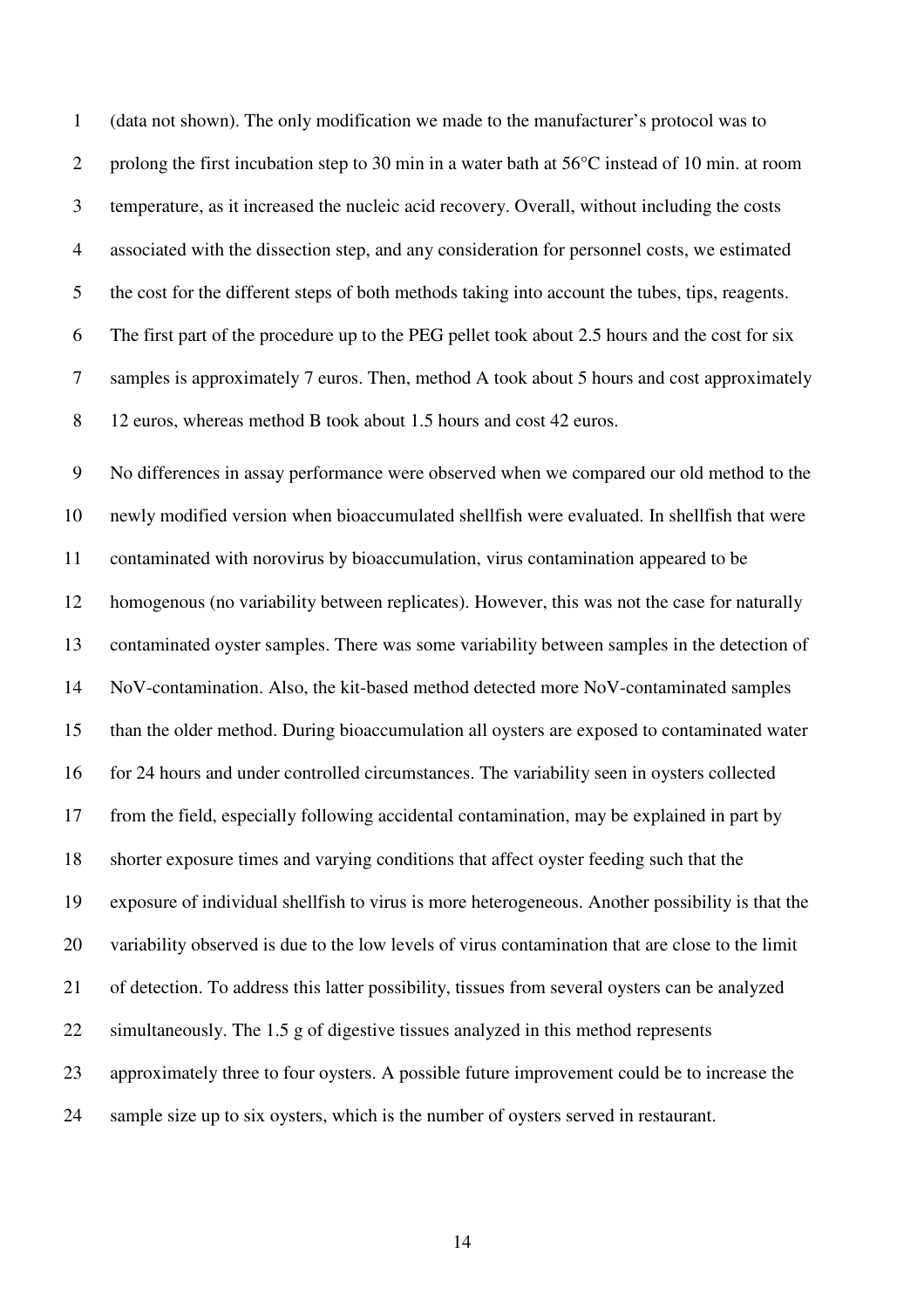(data not shown). The only modification we made to the manufacturer's protocol was to prolong the first incubation step to 30 min in a water bath at 56°C instead of 10 min. at room temperature, as it increased the nucleic acid recovery. Overall, without including the costs associated with the dissection step, and any consideration for personnel costs, we estimated the cost for the different steps of both methods taking into account the tubes, tips, reagents. The first part of the procedure up to the PEG pellet took about 2.5 hours and the cost for six samples is approximately 7 euros. Then, method A took about 5 hours and cost approximately 12 euros, whereas method B took about 1.5 hours and cost 42 euros.

No differences in assay performance were observed when we compared our old method to the newly modified version when bioaccumulated shellfish were evaluated. In shellfish that were contaminated with norovirus by bioaccumulation, virus contamination appeared to be homogenous (no variability between replicates). However, this was not the case for naturally contaminated oyster samples. There was some variability between samples in the detection of NoV-contamination. Also, the kit-based method detected more NoV-contaminated samples than the older method. During bioaccumulation all oysters are exposed to contaminated water for 24 hours and under controlled circumstances. The variability seen in oysters collected from the field, especially following accidental contamination, may be explained in part by shorter exposure times and varying conditions that affect oyster feeding such that the exposure of individual shellfish to virus is more heterogeneous. Another possibility is that the variability observed is due to the low levels of virus contamination that are close to the limit of detection. To address this latter possibility, tissues from several oysters can be analyzed simultaneously. The 1.5 g of digestive tissues analyzed in this method represents approximately three to four oysters. A possible future improvement could be to increase the sample size up to six oysters, which is the number of oysters served in restaurant.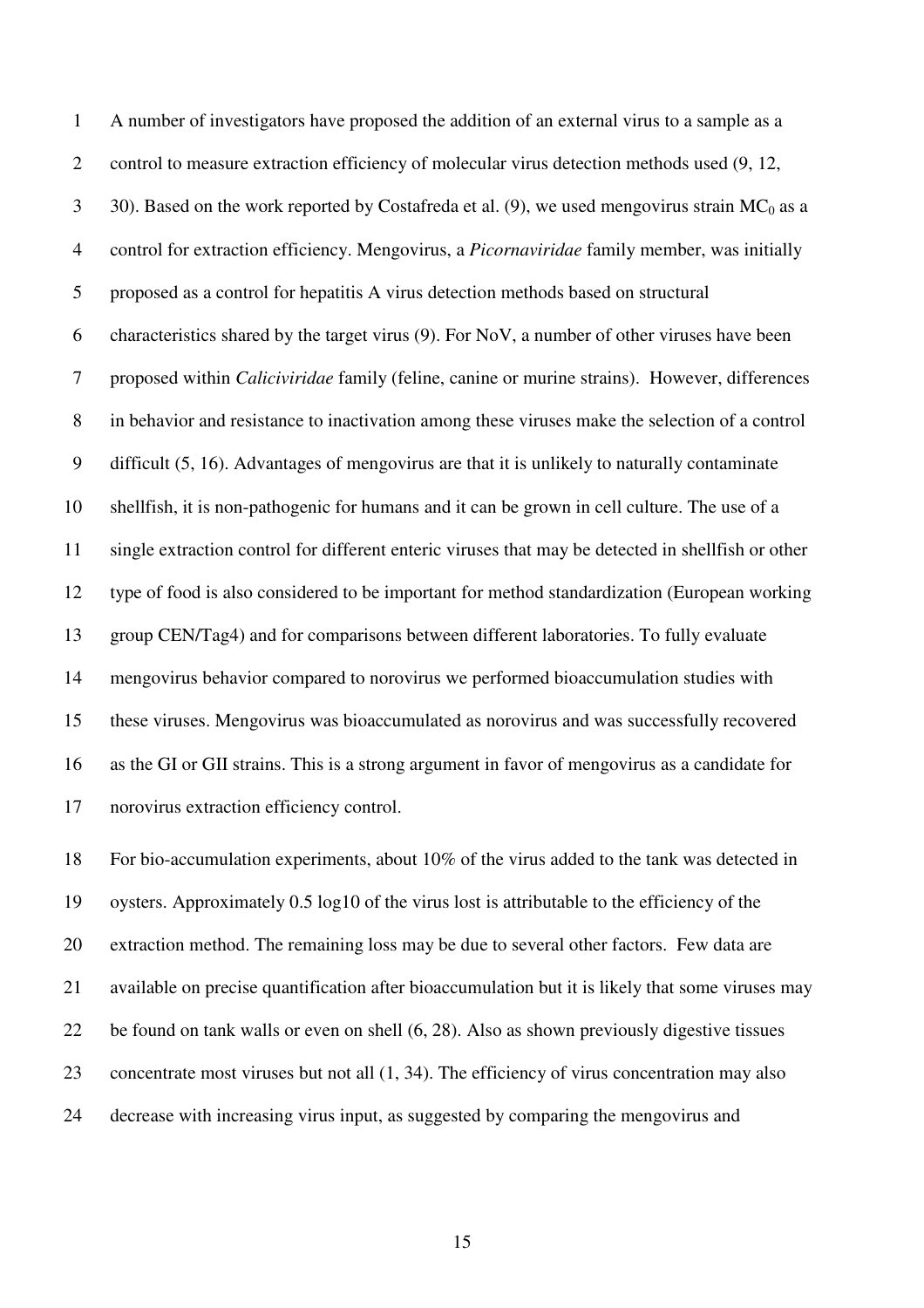A number of investigators have proposed the addition of an external virus to a sample as a control to measure extraction efficiency of molecular virus detection methods used (9, 12, 30). Based on the work reported by Costafreda et al. (9), we used mengovirus strain $MC_0$ as a control for extraction efficiency. Mengovirus, a *Picornaviridae* family member, was initially proposed as a control for hepatitis A virus detection methods based on structural characteristics shared by the target virus (9). For NoV, a number of other viruses have been proposed within *Caliciviridae* family (feline, canine or murine strains). However, differences in behavior and resistance to inactivation among these viruses make the selection of a control difficult (5, 16). Advantages of mengovirus are that it is unlikely to naturally contaminate shellfish, it is non-pathogenic for humans and it can be grown in cell culture. The use of a single extraction control for different enteric viruses that may be detected in shellfish or other type of food is also considered to be important for method standardization (European working group CEN/Tag4) and for comparisons between different laboratories. To fully evaluate mengovirus behavior compared to norovirus we performed bioaccumulation studies with these viruses. Mengovirus was bioaccumulated as norovirus and was successfully recovered as the GI or GII strains. This is a strong argument in favor of mengovirus as a candidate for norovirus extraction efficiency control.

For bio-accumulation experiments, about 10% of the virus added to the tank was detected in oysters. Approximately 0.5 log10 of the virus lost is attributable to the efficiency of the extraction method. The remaining loss may be due to several other factors. Few data are available on precise quantification after bioaccumulation but it is likely that some viruses may be found on tank walls or even on shell (6, 28). Also as shown previously digestive tissues concentrate most viruses but not all (1, 34). The efficiency of virus concentration may also decrease with increasing virus input, as suggested by comparing the mengovirus and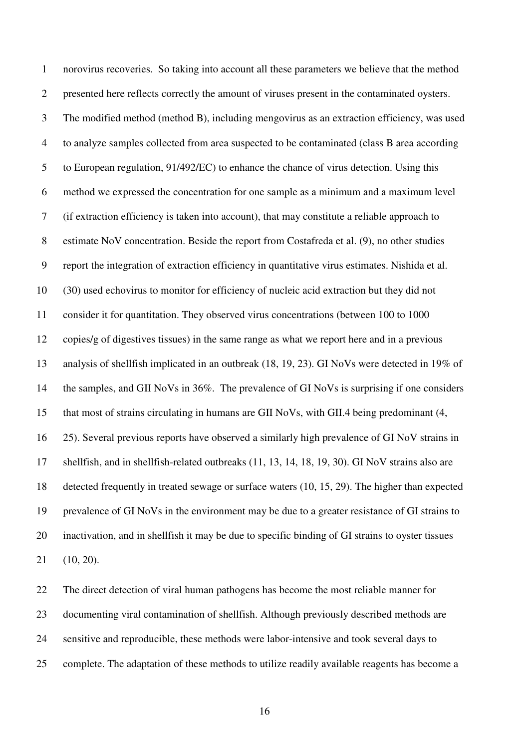norovirus recoveries. So taking into account all these parameters we believe that the method presented here reflects correctly the amount of viruses present in the contaminated oysters. The modified method (method B), including mengovirus as an extraction efficiency, was used to analyze samples collected from area suspected to be contaminated (class B area according to European regulation, 91/492/EC) to enhance the chance of virus detection. Using this method we expressed the concentration for one sample as a minimum and a maximum level (if extraction efficiency is taken into account), that may constitute a reliable approach to estimate NoV concentration. Beside the report from Costafreda et al. (9), no other studies report the integration of extraction efficiency in quantitative virus estimates. Nishida et al. (30) used echovirus to monitor for efficiency of nucleic acid extraction but they did not consider it for quantitation. They observed virus concentrations (between 100 to 1000 copies/g of digestives tissues) in the same range as what we report here and in a previous analysis of shellfish implicated in an outbreak (18, 19, 23). GI NoVs were detected in 19% of the samples, and GII NoVs in 36%. The prevalence of GI NoVs is surprising if one considers that most of strains circulating in humans are GII NoVs, with GII.4 being predominant (4, 25). Several previous reports have observed a similarly high prevalence of GI NoV strains in shellfish, and in shellfish-related outbreaks (11, 13, 14, 18, 19, 30). GI NoV strains also are detected frequently in treated sewage or surface waters (10, 15, 29). The higher than expected prevalence of GI NoVs in the environment may be due to a greater resistance of GI strains to inactivation, and in shellfish it may be due to specific binding of GI strains to oyster tissues (10, 20).

The direct detection of viral human pathogens has become the most reliable manner for documenting viral contamination of shellfish. Although previously described methods are sensitive and reproducible, these methods were labor-intensive and took several days to complete. The adaptation of these methods to utilize readily available reagents has become a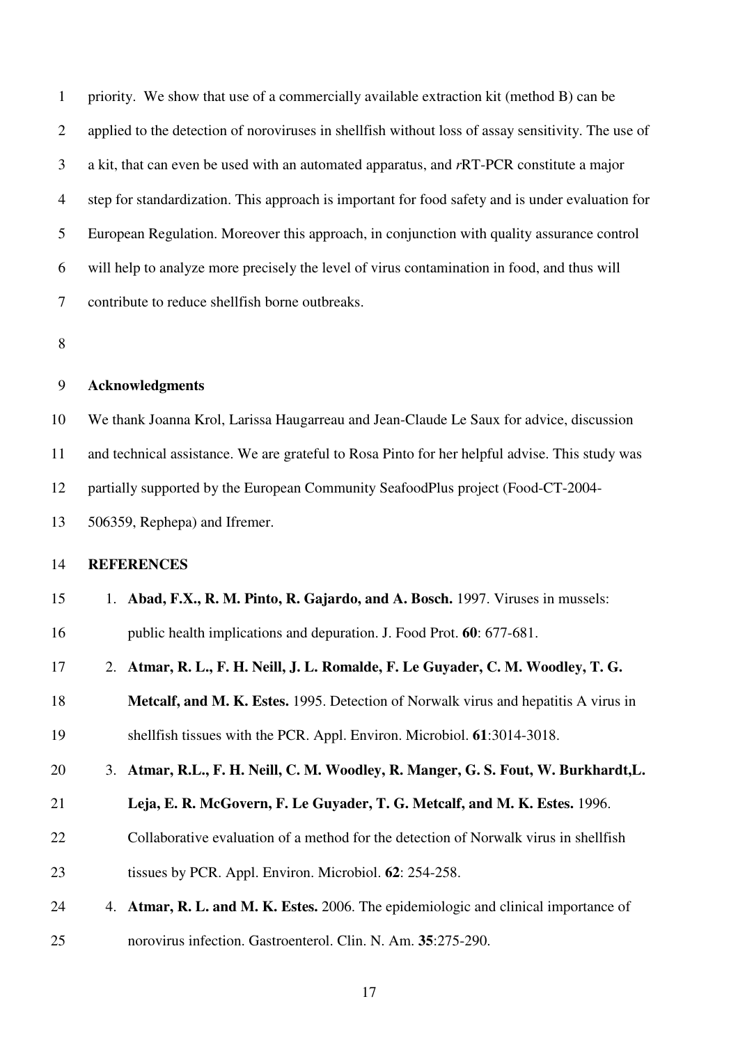priority. We show that use of a commercially available extraction kit (method B) can be applied to the detection of noroviruses in shellfish without loss of assay sensitivity. The use of a kit, that can even be used with an automated apparatus, and *r*RT-PCR constitute a major step for standardization. This approach is important for food safety and is under evaluation for European Regulation. Moreover this approach, in conjunction with quality assurance control will help to analyze more precisely the level of virus contamination in food, and thus will contribute to reduce shellfish borne outbreaks.

## Acknowledgments

We thank Joanna Krol, Larissa Haugarreau and Jean-Claude Le Saux for advice, discussion and technical assistance. We are grateful to Rosa Pinto for her helpful advise. This study was partially supported by the European Community SeafoodPlus project (Food-CT-2004-506359, Rephepa) and Ifremer.

## REFERENCES

1. **Abad, F.X., R. M. Pinto, R. Gajardo, and A. Bosch.** 1997. Viruses in mussels: public health implications and depuration. J. Food Prot. **60**: 677-681.
2. **Atmar, R. L., F. H. Neill, J. L. Romalde, F. Le Guyader, C. M. Woodley, T. G. Metcalf, and M. K. Estes.** 1995. Detection of Norwalk virus and hepatitis A virus in shellfish tissues with the PCR. Appl. Environ. Microbiol. **61**:3014-3018.
3. **Atmar, R.L., F. H. Neill, C. M. Woodley, R. Manger, G. S. Fout, W. Burkhardt,L. Leja, E. R. McGovern, F. Le Guyader, T. G. Metcalf, and M. K. Estes.** 1996. Collaborative evaluation of a method for the detection of Norwalk virus in shellfish tissues by PCR. Appl. Environ. Microbiol. **62**: 254-258.
4. **Atmar, R. L. and M. K. Estes.** 2006. The epidemiologic and clinical importance of norovirus infection. Gastroenterol. Clin. N. Am. **35**:275-290.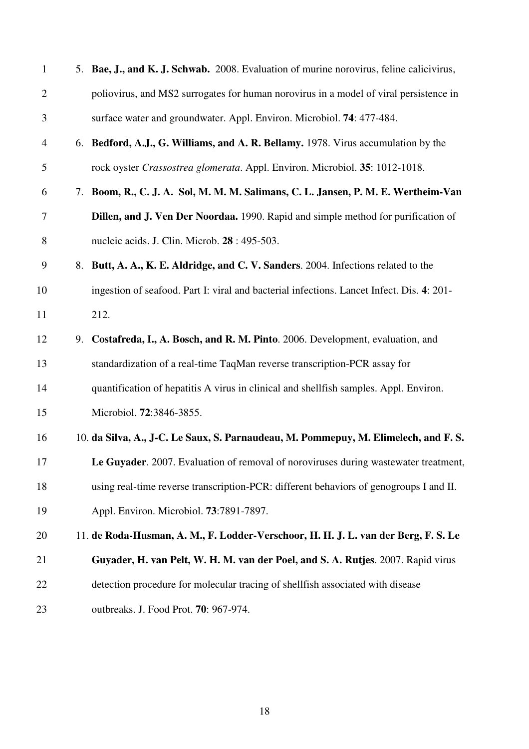5. **Bae, J., and K. J. Schwab.** 2008. Evaluation of murine norovirus, feline calicivirus, poliovirus, and MS2 surrogates for human norovirus in a model of viral persistence in surface water and groundwater. Appl. Environ. Microbiol. **74**: 477-484.
6. **Bedford, A.J., G. Williams, and A. R. Bellamy.** 1978. Virus accumulation by the rock oyster *Crassostrea glomerata*. Appl. Environ. Microbiol. **35**: 1012-1018.
7. **Boom, R., C. J. A. Sol, M. M. M. Salimans, C. L. Jansen, P. M. E. Wertheim-Van Dillen, and J. Ven Der Noordaa.** 1990. Rapid and simple method for purification of nucleic acids. J. Clin. Microb. **28** : 495-503.
8. **Butt, A. A., K. E. Aldridge, and C. V. Sanders**. 2004. Infections related to the ingestion of seafood. Part I: viral and bacterial infections. Lancet Infect. Dis. **4**: 201-212.
9. **Costafreda, I., A. Bosch, and R. M. Pinto**. 2006. Development, evaluation, and standardization of a real-time TaqMan reverse transcription-PCR assay for quantification of hepatitis A virus in clinical and shellfish samples. Appl. Environ. Microbiol. **72**:3846-3855.
10. **da Silva, A., J-C. Le Saux, S. Parnaudeau, M. Pommepuy, M. Elimelech, and F. S. Le Guyader**. 2007. Evaluation of removal of noroviruses during wastewater treatment, using real-time reverse transcription-PCR: different behaviors of genogroups I and II. Appl. Environ. Microbiol. **73**:7891-7897.
11. **de Roda-Husman, A. M., F. Lodder-Verschoor, H. H. J. L. van der Berg, F. S. Le Guyader, H. van Pelt, W. H. M. van der Poel, and S. A. Rutjes**. 2007. Rapid virus detection procedure for molecular tracing of shellfish associated with disease outbreaks. J. Food Prot. **70**: 967-974.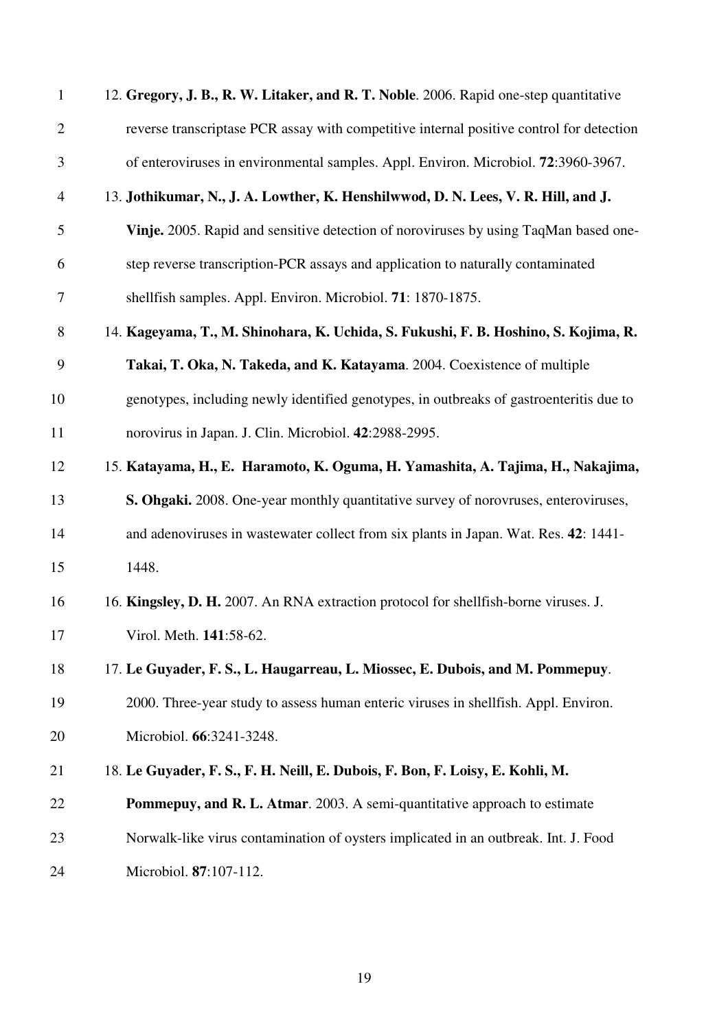12. **Gregory, J. B., R. W. Litaker, and R. T. Noble**. 2006. Rapid one-step quantitative reverse transcriptase PCR assay with competitive internal positive control for detection of enteroviruses in environmental samples. Appl. Environ. Microbiol. **72**:3960-3967.

13. **Jothikumar, N., J. A. Lowther, K. Henshilwwod, D. N. Lees, V. R. Hill, and J. Vinje.** 2005. Rapid and sensitive detection of noroviruses by using TaqMan based one-step reverse transcription-PCR assays and application to naturally contaminated shellfish samples. Appl. Environ. Microbiol. **71**: 1870-1875.

14. **Kageyama, T., M. Shinohara, K. Uchida, S. Fukushi, F. B. Hoshino, S. Kojima, R. Takai, T. Oka, N. Takeda, and K. Katayama**. 2004. Coexistence of multiple genotypes, including newly identified genotypes, in outbreaks of gastroenteritis due to norovirus in Japan. J. Clin. Microbiol. **42**:2988-2995.

15. **Katayama, H., E. Haramoto, K. Oguma, H. Yamashita, A. Tajima, H., Nakajima, S. Ohgaki.** 2008. One-year monthly quantitative survey of norovruses, enteroviruses, and adenoviruses in wastewater collect from six plants in Japan. Wat. Res. **42**: 1441-1448.

16. **Kingsley, D. H.** 2007. An RNA extraction protocol for shellfish-borne viruses. J. Virol. Meth. **141**:58-62.

17. **Le Guyader, F. S., L. Haugarreau, L. Miossec, E. Dubois, and M. Pommepuy**. 2000. Three-year study to assess human enteric viruses in shellfish. Appl. Environ. Microbiol. **66**:3241-3248.

18. **Le Guyader, F. S., F. H. Neill, E. Dubois, F. Bon, F. Loisy, E. Kohli, M. Pommepuy, and R. L. Atmar**. 2003. A semi-quantitative approach to estimate Norwalk-like virus contamination of oysters implicated in an outbreak. Int. J. Food Microbiol. **87**:107-112.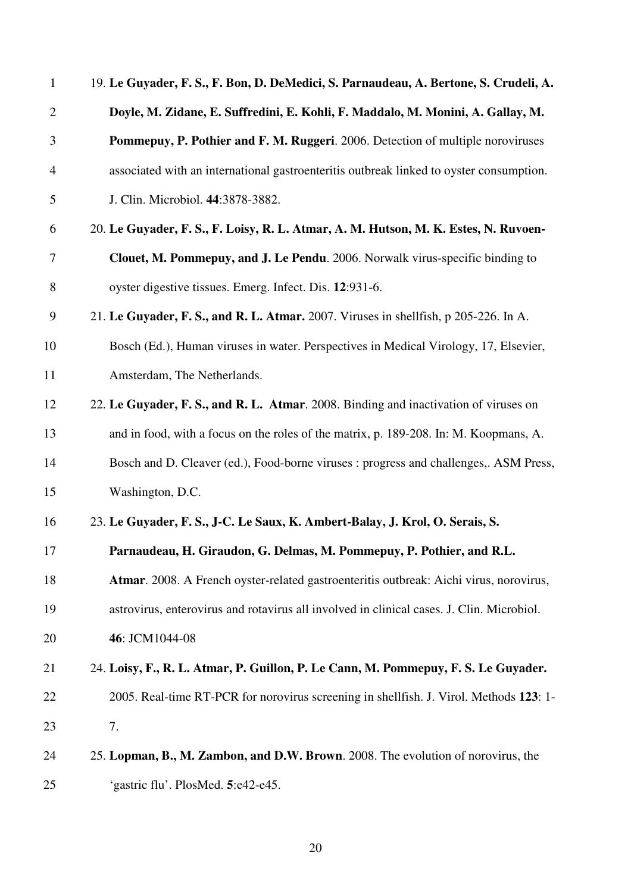19. **Le Guyader, F. S., F. Bon, D. DeMedici, S. Parnaudeau, A. Bertone, S. Crudeli, A. Doyle, M. Zidane, E. Suffredini, E. Kohli, F. Maddalo, M. Monini, A. Gallay, M. Pommepuy, P. Pothier and F. M. Ruggeri**. 2006. Detection of multiple noroviruses associated with an international gastroenteritis outbreak linked to oyster consumption. J. Clin. Microbiol. **44**:3878-3882.

20. **Le Guyader, F. S., F. Loisy, R. L. Atmar, A. M. Hutson, M. K. Estes, N. Ruvoen-Clouet, M. Pommepuy, and J. Le Pendu**. 2006. Norwalk virus-specific binding to oyster digestive tissues. Emerg. Infect. Dis. **12**:931-6.

21. **Le Guyader, F. S., and R. L. Atmar.** 2007. Viruses in shellfish, p 205-226. In A. Bosch (Ed.), Human viruses in water. Perspectives in Medical Virology, 17, Elsevier, Amsterdam, The Netherlands.

22. **Le Guyader, F. S., and R. L. Atmar**. 2008. Binding and inactivation of viruses on and in food, with a focus on the roles of the matrix, p. 189-208. In: M. Koopmans, A. Bosch and D. Cleaver (ed.), Food-borne viruses : progress and challenges,. ASM Press, Washington, D.C.

23. **Le Guyader, F. S., J-C. Le Saux, K. Ambert-Balay, J. Krol, O. Serais, S. Parnaudeau, H. Giraudon, G. Delmas, M. Pommepuy, P. Pothier, and R.L. Atmar**. 2008. A French oyster-related gastroenteritis outbreak: Aichi virus, norovirus, astrovirus, enterovirus and rotavirus all involved in clinical cases. J. Clin. Microbiol. **46**: JCM1044-08

24. **Loisy, F., R. L. Atmar, P. Guillon, P. Le Cann, M. Pommepuy, F. S. Le Guyader.** 2005. Real-time RT-PCR for norovirus screening in shellfish. J. Virol. Methods **123**: 1-7.

25. **Lopman, B., M. Zambon, and D.W. Brown**. 2008. The evolution of norovirus, the 'gastric flu'. PlosMed. **5**:e42-e45.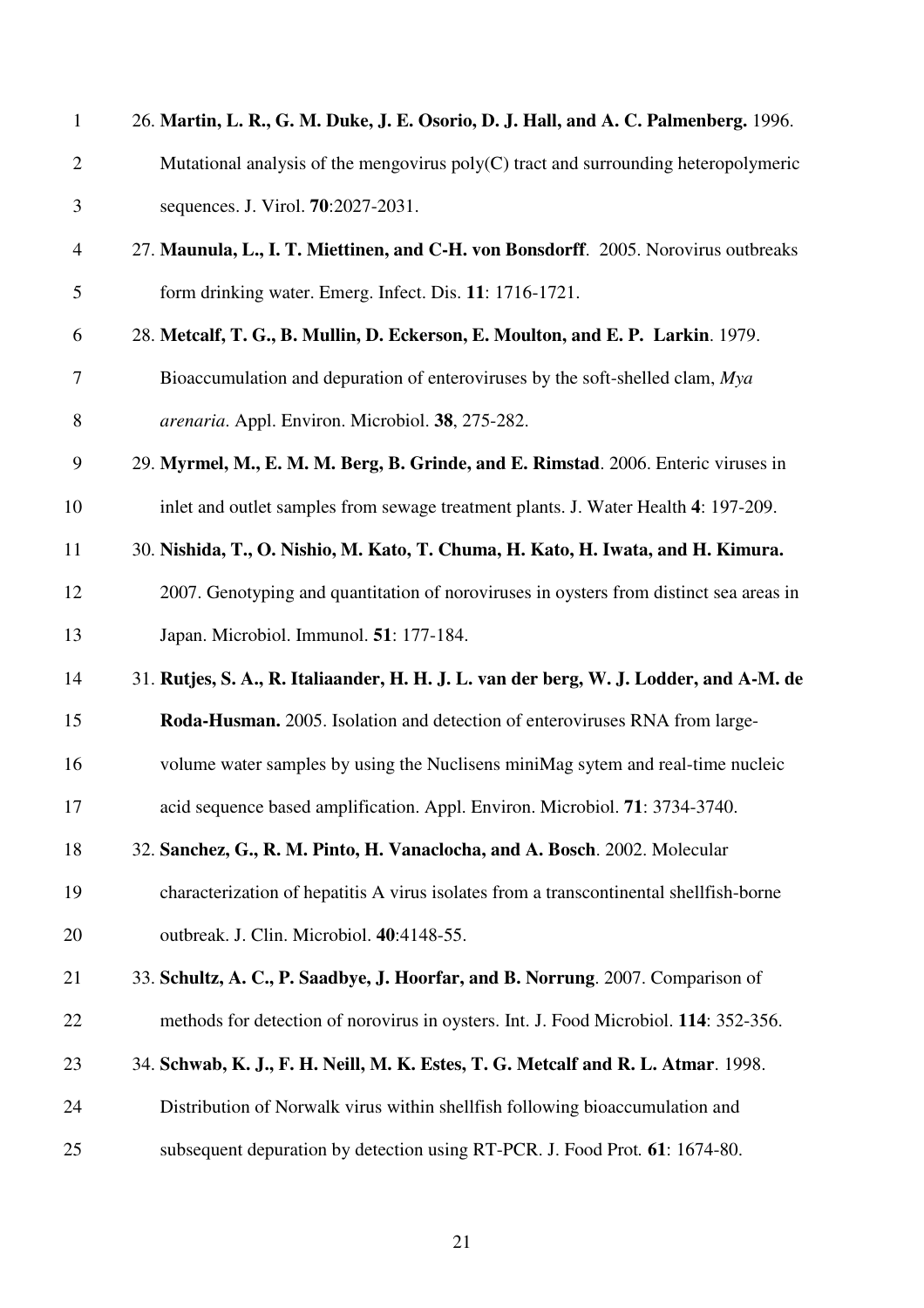26. **Martin, L. R., G. M. Duke, J. E. Osorio, D. J. Hall, and A. C. Palmenberg.** 1996. Mutational analysis of the mengovirus poly(C) tract and surrounding heteropolymeric sequences. J. Virol. **70**:2027-2031.

27. **Maunula, L., I. T. Miettinen, and C-H. von Bonsdorff**. 2005. Norovirus outbreaks form drinking water. Emerg. Infect. Dis. **11**: 1716-1721.

28. **Metcalf, T. G., B. Mullin, D. Eckerson, E. Moulton, and E. P. Larkin**. 1979. Bioaccumulation and depuration of enteroviruses by the soft-shelled clam, *Mya arenaria*. Appl. Environ. Microbiol. **38**, 275-282.

29. **Myrmel, M., E. M. M. Berg, B. Grinde, and E. Rimstad**. 2006. Enteric viruses in inlet and outlet samples from sewage treatment plants. J. Water Health **4**: 197-209.

30. **Nishida, T., O. Nishio, M. Kato, T. Chuma, H. Kato, H. Iwata, and H. Kimura.** 2007. Genotyping and quantitation of noroviruses in oysters from distinct sea areas in Japan. Microbiol. Immunol. **51**: 177-184.

31. **Rutjes, S. A., R. Italiaander, H. H. J. L. van der berg, W. J. Lodder, and A-M. de Roda-Husman.** 2005. Isolation and detection of enteroviruses RNA from large-volume water samples by using the Nuclisens miniMag sytem and real-time nucleic acid sequence based amplification. Appl. Environ. Microbiol. **71**: 3734-3740.

32. **Sanchez, G., R. M. Pinto, H. Vanaclocha, and A. Bosch**. 2002. Molecular characterization of hepatitis A virus isolates from a transcontinental shellfish-borne outbreak. J. Clin. Microbiol. **40**:4148-55.

33. **Schultz, A. C., P. Saadbye, J. Hoorfar, and B. Norrung**. 2007. Comparison of methods for detection of norovirus in oysters. Int. J. Food Microbiol. **114**: 352-356.

34. **Schwab, K. J., F. H. Neill, M. K. Estes, T. G. Metcalf and R. L. Atmar**. 1998. Distribution of Norwalk virus within shellfish following bioaccumulation and subsequent depuration by detection using RT-PCR. J. Food Prot*.* **61**: 1674-80.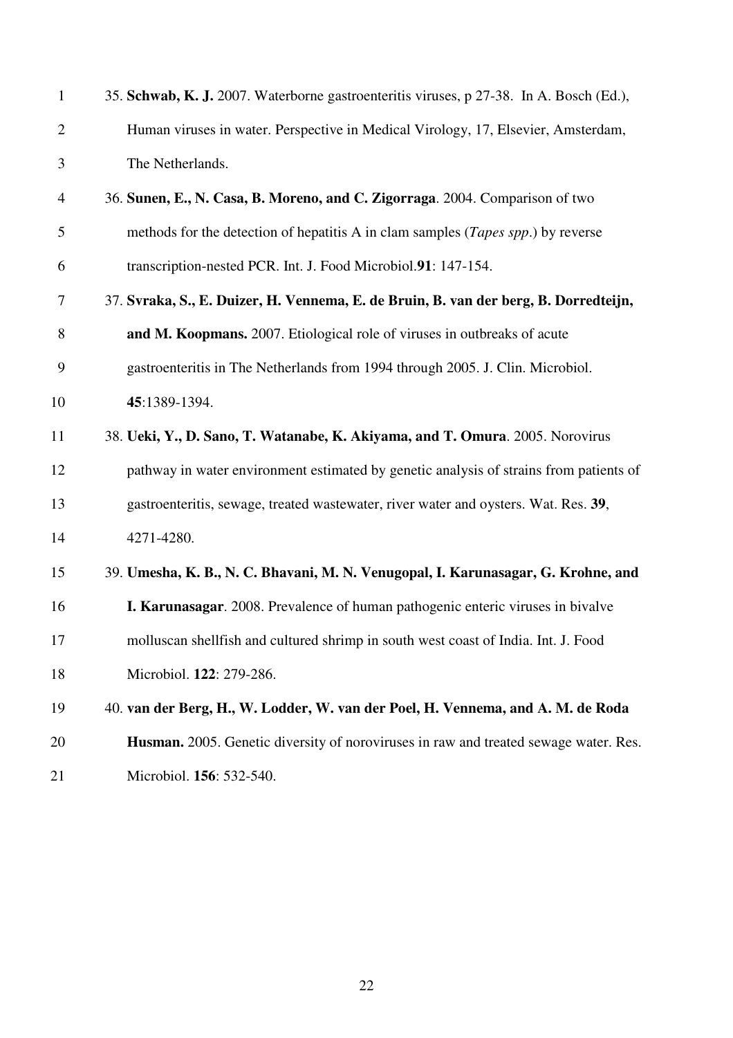35. **Schwab, K. J.** 2007. Waterborne gastroenteritis viruses, p 27-38. In A. Bosch (Ed.), Human viruses in water. Perspective in Medical Virology, 17, Elsevier, Amsterdam, The Netherlands.

36. **Sunen, E., N. Casa, B. Moreno, and C. Zigorraga**. 2004. Comparison of two methods for the detection of hepatitis A in clam samples (*Tapes spp*.) by reverse transcription-nested PCR. Int. J. Food Microbiol.**91**: 147-154.

37. **Svraka, S., E. Duizer, H. Vennema, E. de Bruin, B. van der berg, B. Dorredteijn, and M. Koopmans.** 2007. Etiological role of viruses in outbreaks of acute gastroenteritis in The Netherlands from 1994 through 2005. J. Clin. Microbiol. **45**:1389-1394.

38. **Ueki, Y., D. Sano, T. Watanabe, K. Akiyama, and T. Omura**. 2005. Norovirus pathway in water environment estimated by genetic analysis of strains from patients of gastroenteritis, sewage, treated wastewater, river water and oysters. Wat. Res. **39**, 4271-4280.

39. **Umesha, K. B., N. C. Bhavani, M. N. Venugopal, I. Karunasagar, G. Krohne, and I. Karunasagar**. 2008. Prevalence of human pathogenic enteric viruses in bivalve molluscan shellfish and cultured shrimp in south west coast of India. Int. J. Food Microbiol. **122**: 279-286.

40. **van der Berg, H., W. Lodder, W. van der Poel, H. Vennema, and A. M. de Roda Husman.** 2005. Genetic diversity of noroviruses in raw and treated sewage water. Res. Microbiol. **156**: 532-540.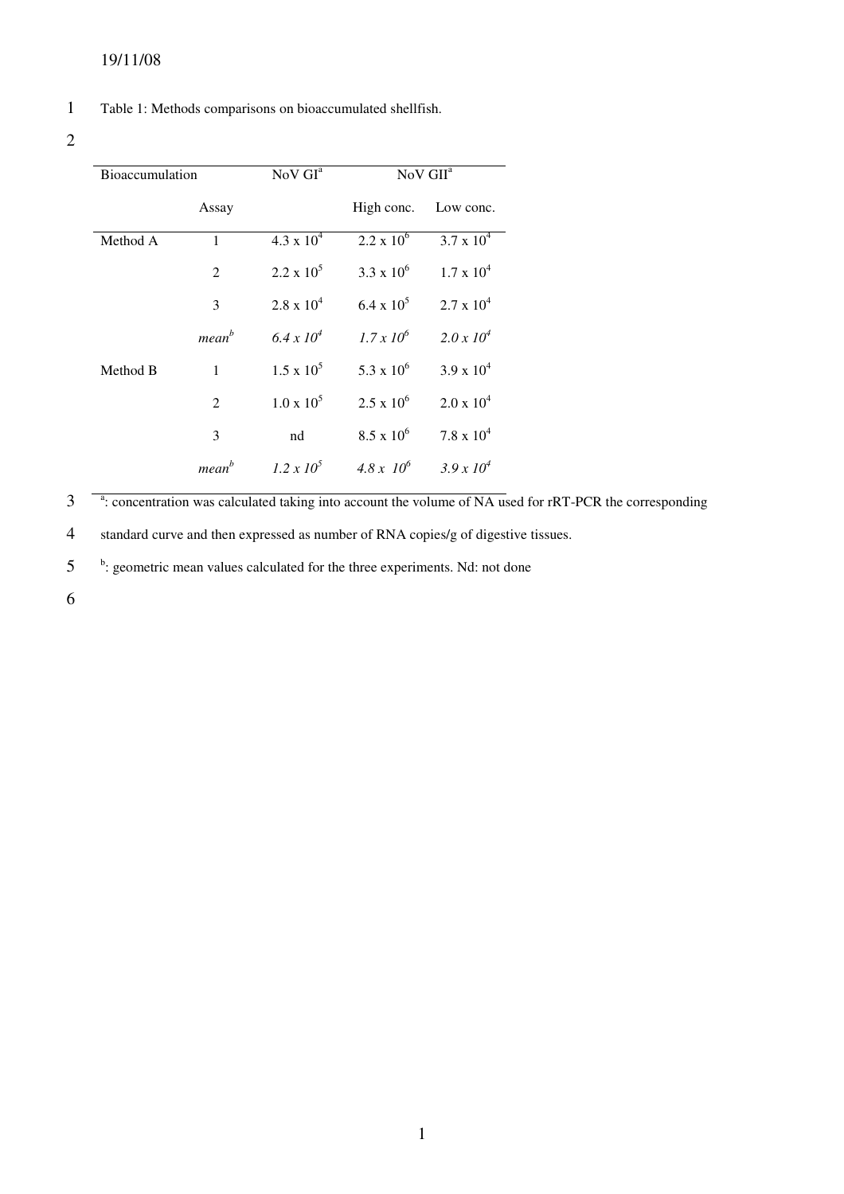Table 1: Methods comparisons on bioaccumulated shellfish.

| Bioaccumulation | | NoV GI[a] | NoV GII[a] | |
|---|---|---|---|---|
| | Assay | | High conc. | Low conc. |
| Method A | 1 | $4.3 \times 10^4$ | $2.2 \times 10^6$ | $3.7 \times 10^4$ |
| | 2 | $2.2 \times 10^5$ | $3.3 \times 10^6$ | $1.7 \times 10^4$ |
| | 3 | $2.8 \times 10^4$ | $6.4 \times 10^5$ | $2.7 \times 10^4$ |
| | *mean*[b] | *$6.4 \times 10^4$* | *$1.7 \times 10^6$* | *$2.0 \times 10^4$* |
| Method B | 1 | $1.5 \times 10^5$ | $5.3 \times 10^6$ | $3.9 \times 10^4$ |
| | 2 | $1.0 \times 10^5$ | $2.5 \times 10^6$ | $2.0 \times 10^4$ |
| | 3 | nd | $8.5 \times 10^6$ | $7.8 \times 10^4$ |
| | *mean*[b] | *$1.2 \times 10^5$* | *$4.8 \times 10^6$* | *$3.9 \times 10^4$* |

[a]: concentration was calculated taking into account the volume of NA used for rRT-PCR the corresponding standard curve and then expressed as number of RNA copies/g of digestive tissues.

[b]: geometric mean values calculated for the three experiments. Nd: not done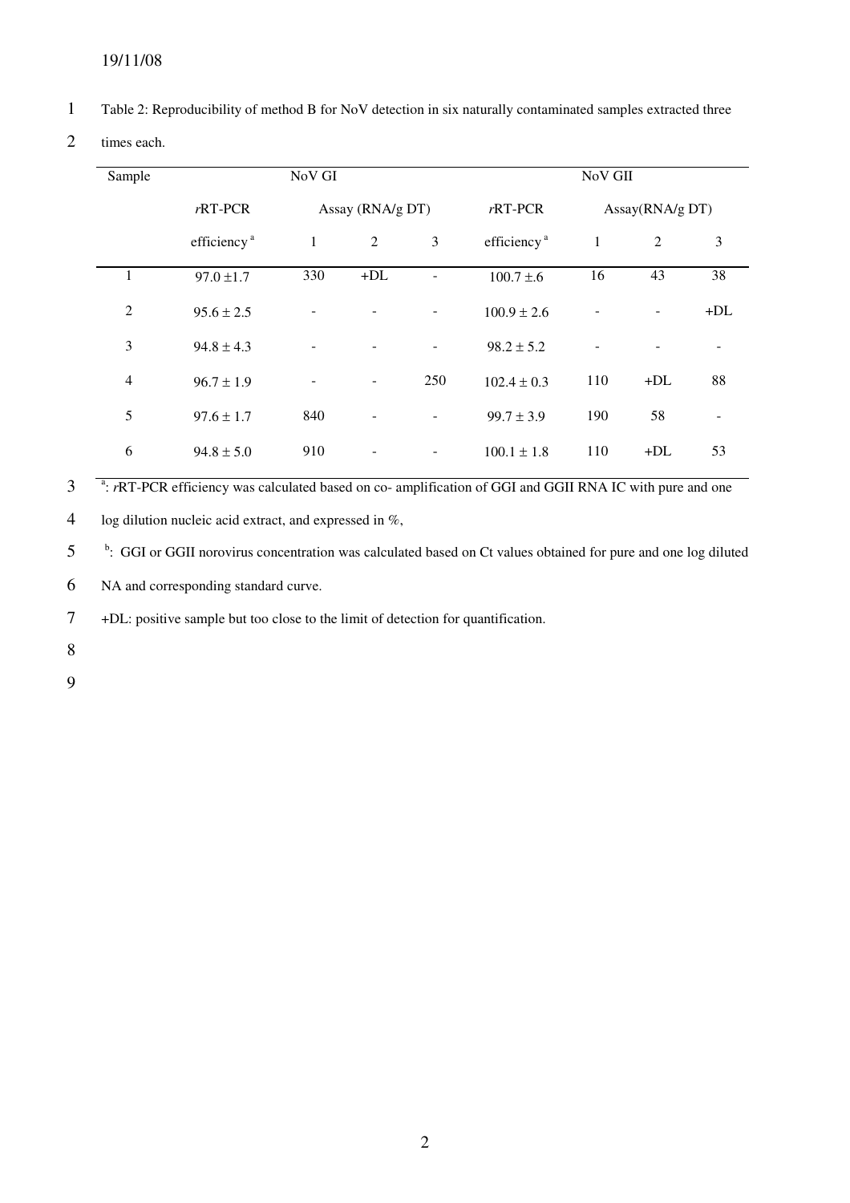Table 2: Reproducibility of method B for NoV detection in six naturally contaminated samples extracted three times each.

| Sample | NoV GI | | | | NoV GII | | | |
|---|---|---|---|---|---|---|---|---|
| | *r*RT-PCR efficiency [a] | Assay (RNA/g DT) | | | *r*RT-PCR efficiency [a] | Assay(RNA/g DT) | | |
| | | 1 | 2 | 3 | | 1 | 2 | 3 |
| 1 | 97.0 ±1.7 | 330 | +DL | - | 100.7 ±.6 | 16 | 43 | 38 |
| 2 | 95.6 ± 2.5 | - | - | - | 100.9 ± 2.6 | - | - | +DL |
| 3 | 94.8 ± 4.3 | - | - | - | 98.2 ± 5.2 | - | - | - |
| 4 | 96.7 ± 1.9 | - | - | 250 | 102.4 ± 0.3 | 110 | +DL | 88 |
| 5 | 97.6 ± 1.7 | 840 | - | - | 99.7 ± 3.9 | 190 | 58 | - |
| 6 | 94.8 ± 5.0 | 910 | - | - | 100.1 ± 1.8 | 110 | +DL | 53 |

[a]: *r*RT-PCR efficiency was calculated based on co- amplification of GGI and GGII RNA IC with pure and one log dilution nucleic acid extract, and expressed in %,

[b]: GGI or GGII norovirus concentration was calculated based on Ct values obtained for pure and one log diluted NA and corresponding standard curve.

+DL: positive sample but too close to the limit of detection for quantification.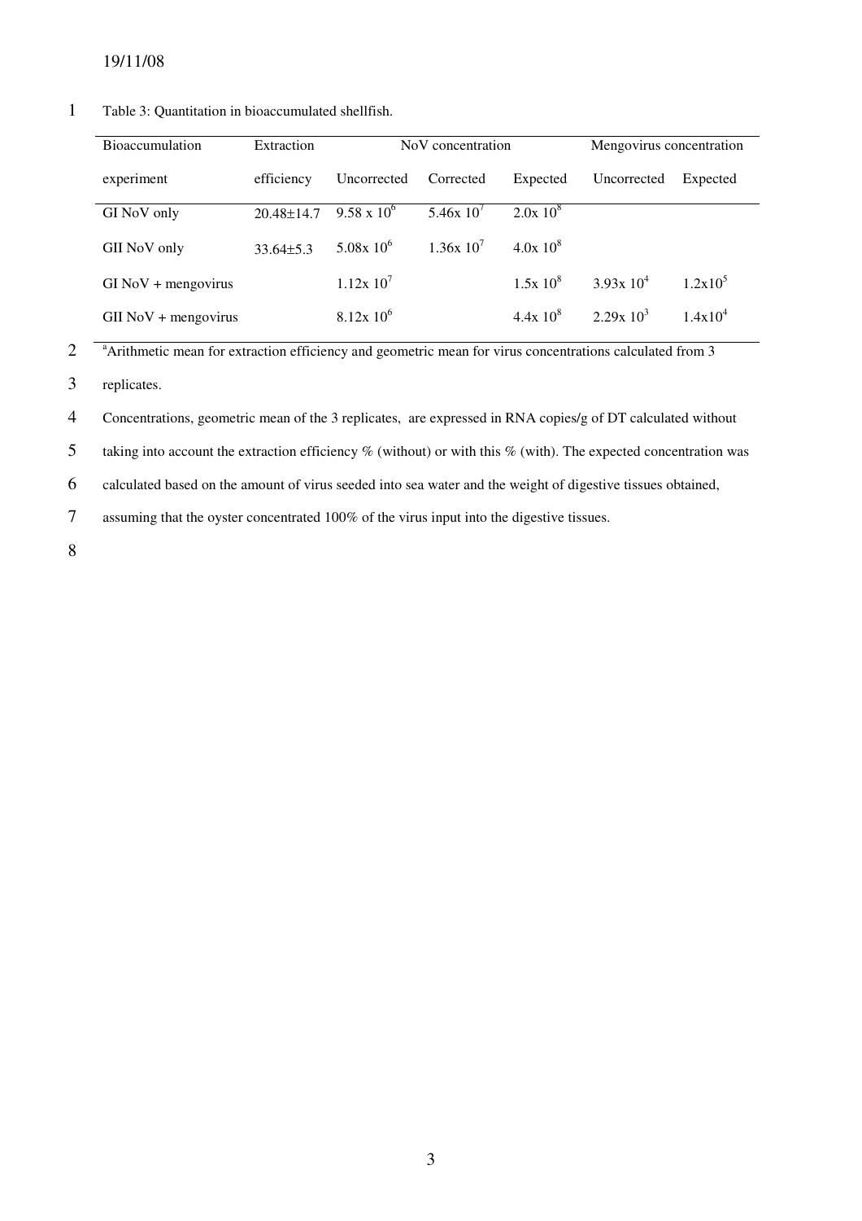Table 3: Quantitation in bioaccumulated shellfish.

| Bioaccumulation experiment | Extraction efficiency | NoV concentration | | | Mengovirus concentration | |
|---|---|---|---|---|---|---|
| | | Uncorrected | Corrected | Expected | Uncorrected | Expected |
| GI NoV only | 20.48±14.7 | $9.58 \times 10^6$ | $5.46 \times 10^7$ | $2.0 \times 10^8$ | | |
| GII NoV only | 33.64±5.3 | $5.08 \times 10^6$ | $1.36 \times 10^7$ | $4.0 \times 10^8$ | | |
| GI NoV + mengovirus | | $1.12 \times 10^7$ | | $1.5 \times 10^8$ | $3.93 \times 10^4$ | $1.2 \times 10^5$ |
| GII NoV + mengovirus | | $8.12 \times 10^6$ | | $4.4 \times 10^8$ | $2.29 \times 10^3$ | $1.4 \times 10^4$ |

[a]Arithmetic mean for extraction efficiency and geometric mean for virus concentrations calculated from 3 replicates.

Concentrations, geometric mean of the 3 replicates, are expressed in RNA copies/g of DT calculated without taking into account the extraction efficiency % (without) or with this % (with). The expected concentration was calculated based on the amount of virus seeded into sea water and the weight of digestive tissues obtained, assuming that the oyster concentrated 100% of the virus input into the digestive tissues.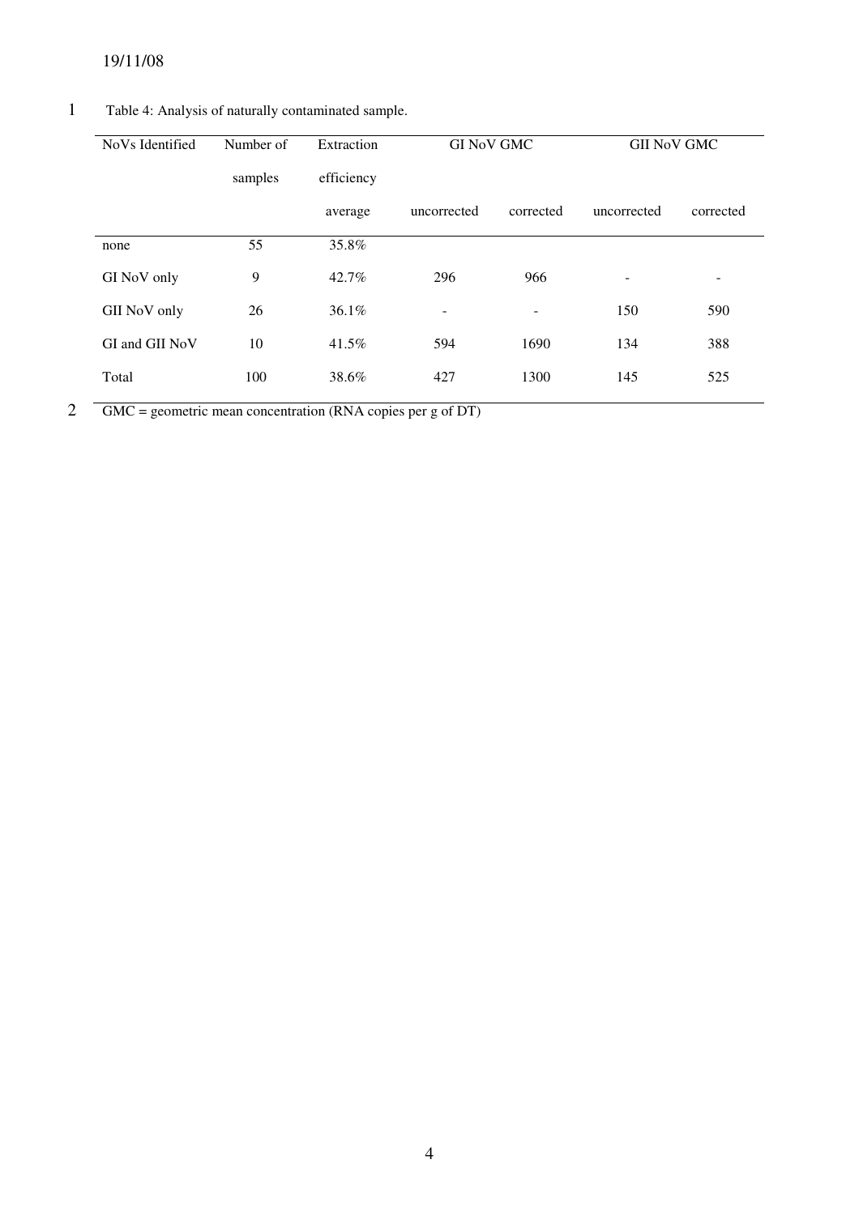Table 4: Analysis of naturally contaminated sample.

| NoVs Identified | Number of samples | Extraction efficiency average | GI NoV GMC | | GII NoV GMC | |
|---|---|---|---|---|---|---|
| | | | uncorrected | corrected | uncorrected | corrected |
| none | 55 | 35.8% | | | | |
| GI NoV only | 9 | 42.7% | 296 | 966 | - | - |
| GII NoV only | 26 | 36.1% | - | - | 150 | 590 |
| GI and GII NoV | 10 | 41.5% | 594 | 1690 | 134 | 388 |
| Total | 100 | 38.6% | 427 | 1300 | 145 | 525 |

GMC = geometric mean concentration (RNA copies per g of DT)